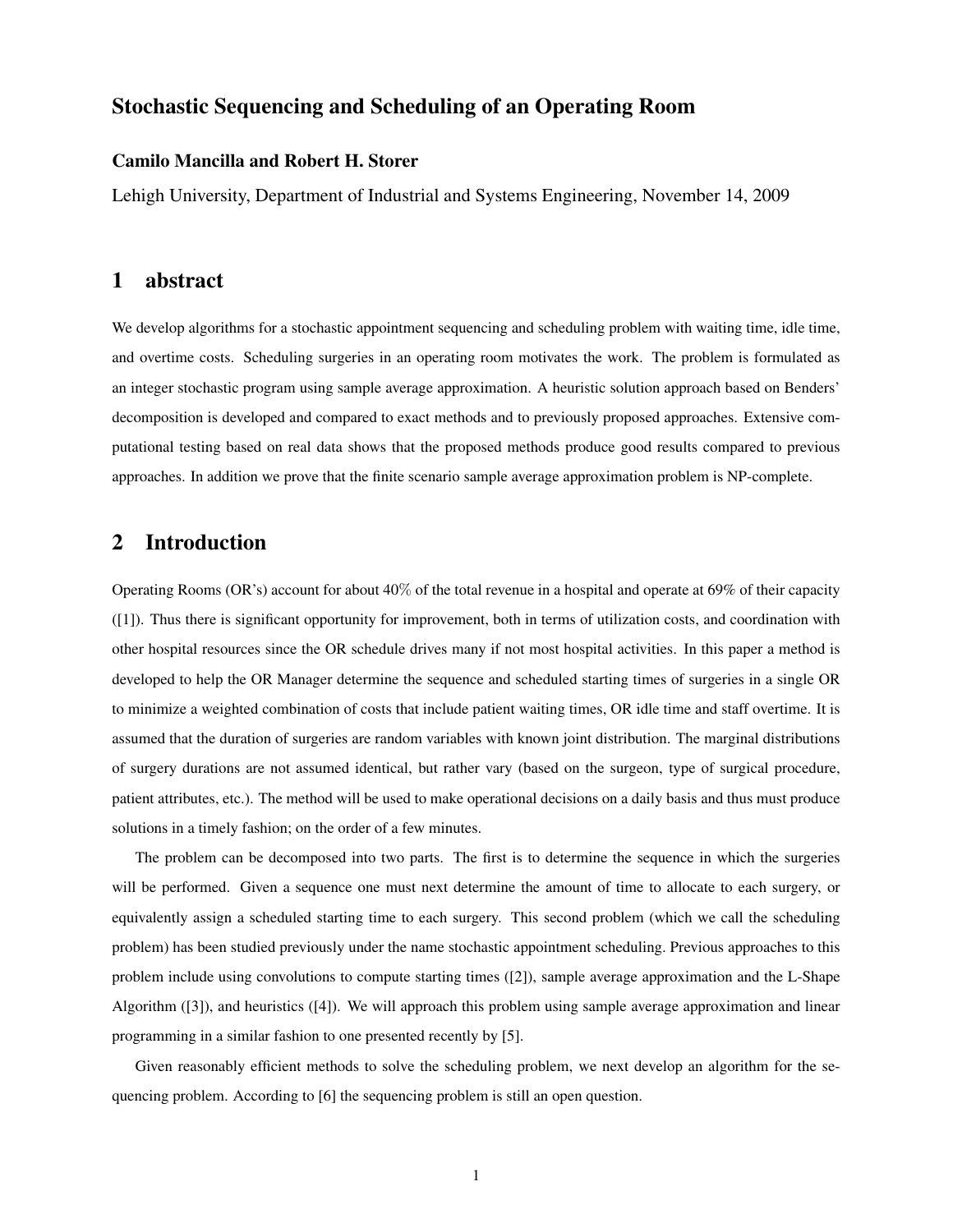# Stochastic Sequencing and Scheduling of an Operating Room

**Camilo Mancilla and Robert H. Storer**

Lehigh University, Department of Industrial and Systems Engineering, November 14, 2009

## 1 abstract

We develop algorithms for a stochastic appointment sequencing and scheduling problem with waiting time, idle time, and overtime costs. Scheduling surgeries in an operating room motivates the work. The problem is formulated as an integer stochastic program using sample average approximation. A heuristic solution approach based on Benders' decomposition is developed and compared to exact methods and to previously proposed approaches. Extensive computational testing based on real data shows that the proposed methods produce good results compared to previous approaches. In addition we prove that the finite scenario sample average approximation problem is NP-complete.

## 2 Introduction

Operating Rooms (OR's) account for about 40% of the total revenue in a hospital and operate at 69% of their capacity ([1]). Thus there is significant opportunity for improvement, both in terms of utilization costs, and coordination with other hospital resources since the OR schedule drives many if not most hospital activities. In this paper a method is developed to help the OR Manager determine the sequence and scheduled starting times of surgeries in a single OR to minimize a weighted combination of costs that include patient waiting times, OR idle time and staff overtime. It is assumed that the duration of surgeries are random variables with known joint distribution. The marginal distributions of surgery durations are not assumed identical, but rather vary (based on the surgeon, type of surgical procedure, patient attributes, etc.). The method will be used to make operational decisions on a daily basis and thus must produce solutions in a timely fashion; on the order of a few minutes.

The problem can be decomposed into two parts. The first is to determine the sequence in which the surgeries will be performed. Given a sequence one must next determine the amount of time to allocate to each surgery, or equivalently assign a scheduled starting time to each surgery. This second problem (which we call the scheduling problem) has been studied previously under the name stochastic appointment scheduling. Previous approaches to this problem include using convolutions to compute starting times ([2]), sample average approximation and the L-Shape Algorithm ([3]), and heuristics ([4]). We will approach this problem using sample average approximation and linear programming in a similar fashion to one presented recently by [5].

Given reasonably efficient methods to solve the scheduling problem, we next develop an algorithm for the sequencing problem. According to [6] the sequencing problem is still an open question.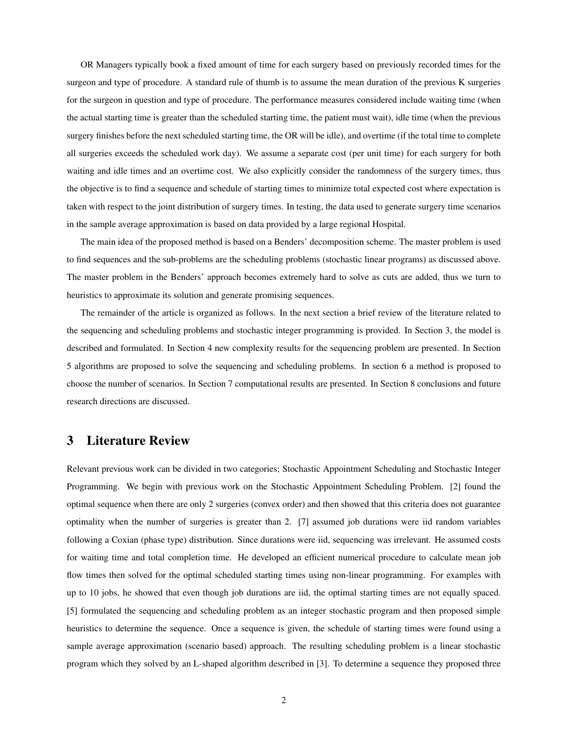OR Managers typically book a fixed amount of time for each surgery based on previously recorded times for the surgeon and type of procedure. A standard rule of thumb is to assume the mean duration of the previous K surgeries for the surgeon in question and type of procedure. The performance measures considered include waiting time (when the actual starting time is greater than the scheduled starting time, the patient must wait), idle time (when the previous surgery finishes before the next scheduled starting time, the OR will be idle), and overtime (if the total time to complete all surgeries exceeds the scheduled work day). We assume a separate cost (per unit time) for each surgery for both waiting and idle times and an overtime cost. We also explicitly consider the randomness of the surgery times, thus the objective is to find a sequence and schedule of starting times to minimize total expected cost where expectation is taken with respect to the joint distribution of surgery times. In testing, the data used to generate surgery time scenarios in the sample average approximation is based on data provided by a large regional Hospital.

The main idea of the proposed method is based on a Benders' decomposition scheme. The master problem is used to find sequences and the sub-problems are the scheduling problems (stochastic linear programs) as discussed above. The master problem in the Benders' approach becomes extremely hard to solve as cuts are added, thus we turn to heuristics to approximate its solution and generate promising sequences.

The remainder of the article is organized as follows. In the next section a brief review of the literature related to the sequencing and scheduling problems and stochastic integer programming is provided. In Section 3, the model is described and formulated. In Section 4 new complexity results for the sequencing problem are presented. In Section 5 algorithms are proposed to solve the sequencing and scheduling problems. In section 6 a method is proposed to choose the number of scenarios. In Section 7 computational results are presented. In Section 8 conclusions and future research directions are discussed.

# 3 Literature Review

Relevant previous work can be divided in two categories; Stochastic Appointment Scheduling and Stochastic Integer Programming. We begin with previous work on the Stochastic Appointment Scheduling Problem. [2] found the optimal sequence when there are only 2 surgeries (convex order) and then showed that this criteria does not guarantee optimality when the number of surgeries is greater than 2. [7] assumed job durations were iid random variables following a Coxian (phase type) distribution. Since durations were iid, sequencing was irrelevant. He assumed costs for waiting time and total completion time. He developed an efficient numerical procedure to calculate mean job flow times then solved for the optimal scheduled starting times using non-linear programming. For examples with up to 10 jobs, he showed that even though job durations are iid, the optimal starting times are not equally spaced. [5] formulated the sequencing and scheduling problem as an integer stochastic program and then proposed simple heuristics to determine the sequence. Once a sequence is given, the schedule of starting times were found using a sample average approximation (scenario based) approach. The resulting scheduling problem is a linear stochastic program which they solved by an L-shaped algorithm described in [3]. To determine a sequence they proposed three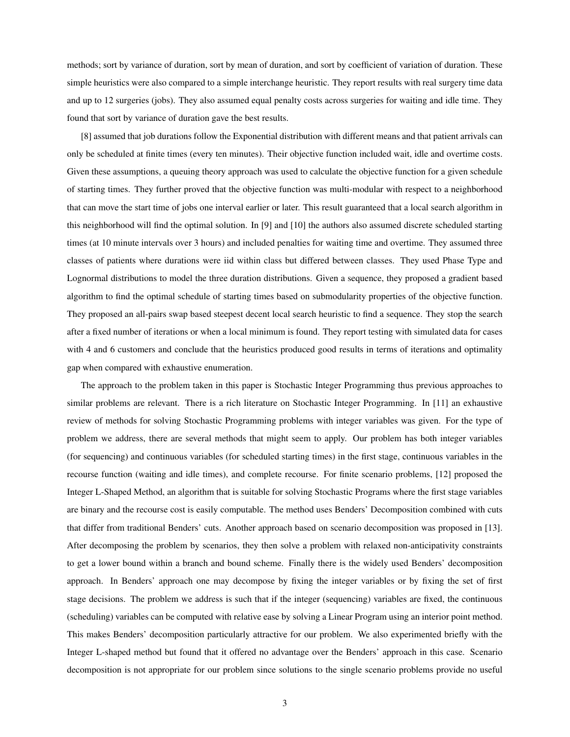methods; sort by variance of duration, sort by mean of duration, and sort by coefficient of variation of duration. These simple heuristics were also compared to a simple interchange heuristic. They report results with real surgery time data and up to 12 surgeries (jobs). They also assumed equal penalty costs across surgeries for waiting and idle time. They found that sort by variance of duration gave the best results.

[8] assumed that job durations follow the Exponential distribution with different means and that patient arrivals can only be scheduled at finite times (every ten minutes). Their objective function included wait, idle and overtime costs. Given these assumptions, a queuing theory approach was used to calculate the objective function for a given schedule of starting times. They further proved that the objective function was multi-modular with respect to a neighborhood that can move the start time of jobs one interval earlier or later. This result guaranteed that a local search algorithm in this neighborhood will find the optimal solution. In [9] and [10] the authors also assumed discrete scheduled starting times (at 10 minute intervals over 3 hours) and included penalties for waiting time and overtime. They assumed three classes of patients where durations were iid within class but differed between classes. They used Phase Type and Lognormal distributions to model the three duration distributions. Given a sequence, they proposed a gradient based algorithm to find the optimal schedule of starting times based on submodularity properties of the objective function. They proposed an all-pairs swap based steepest decent local search heuristic to find a sequence. They stop the search after a fixed number of iterations or when a local minimum is found. They report testing with simulated data for cases with 4 and 6 customers and conclude that the heuristics produced good results in terms of iterations and optimality gap when compared with exhaustive enumeration.

The approach to the problem taken in this paper is Stochastic Integer Programming thus previous approaches to similar problems are relevant. There is a rich literature on Stochastic Integer Programming. In [11] an exhaustive review of methods for solving Stochastic Programming problems with integer variables was given. For the type of problem we address, there are several methods that might seem to apply. Our problem has both integer variables (for sequencing) and continuous variables (for scheduled starting times) in the first stage, continuous variables in the recourse function (waiting and idle times), and complete recourse. For finite scenario problems, [12] proposed the Integer L-Shaped Method, an algorithm that is suitable for solving Stochastic Programs where the first stage variables are binary and the recourse cost is easily computable. The method uses Benders' Decomposition combined with cuts that differ from traditional Benders' cuts. Another approach based on scenario decomposition was proposed in [13]. After decomposing the problem by scenarios, they then solve a problem with relaxed non-anticipativity constraints to get a lower bound within a branch and bound scheme. Finally there is the widely used Benders' decomposition approach. In Benders' approach one may decompose by fixing the integer variables or by fixing the set of first stage decisions. The problem we address is such that if the integer (sequencing) variables are fixed, the continuous (scheduling) variables can be computed with relative ease by solving a Linear Program using an interior point method. This makes Benders' decomposition particularly attractive for our problem. We also experimented briefly with the Integer L-shaped method but found that it offered no advantage over the Benders' approach in this case. Scenario decomposition is not appropriate for our problem since solutions to the single scenario problems provide no useful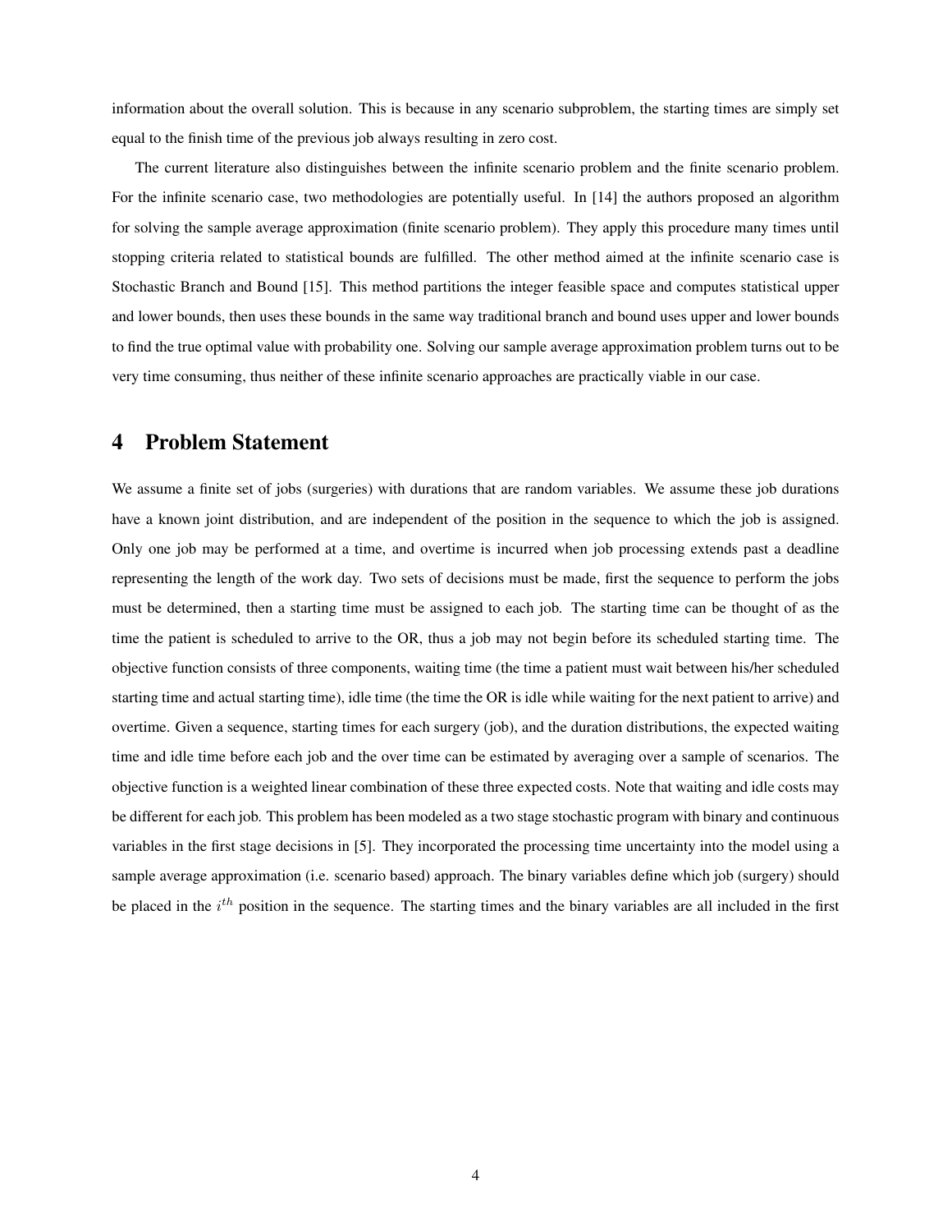information about the overall solution. This is because in any scenario subproblem, the starting times are simply set equal to the finish time of the previous job always resulting in zero cost.

The current literature also distinguishes between the infinite scenario problem and the finite scenario problem. For the infinite scenario case, two methodologies are potentially useful. In [14] the authors proposed an algorithm for solving the sample average approximation (finite scenario problem). They apply this procedure many times until stopping criteria related to statistical bounds are fulfilled. The other method aimed at the infinite scenario case is Stochastic Branch and Bound [15]. This method partitions the integer feasible space and computes statistical upper and lower bounds, then uses these bounds in the same way traditional branch and bound uses upper and lower bounds to find the true optimal value with probability one. Solving our sample average approximation problem turns out to be very time consuming, thus neither of these infinite scenario approaches are practically viable in our case.

## 4 Problem Statement

We assume a finite set of jobs (surgeries) with durations that are random variables. We assume these job durations have a known joint distribution, and are independent of the position in the sequence to which the job is assigned. Only one job may be performed at a time, and overtime is incurred when job processing extends past a deadline representing the length of the work day. Two sets of decisions must be made, first the sequence to perform the jobs must be determined, then a starting time must be assigned to each job. The starting time can be thought of as the time the patient is scheduled to arrive to the OR, thus a job may not begin before its scheduled starting time. The objective function consists of three components, waiting time (the time a patient must wait between his/her scheduled starting time and actual starting time), idle time (the time the OR is idle while waiting for the next patient to arrive) and overtime. Given a sequence, starting times for each surgery (job), and the duration distributions, the expected waiting time and idle time before each job and the over time can be estimated by averaging over a sample of scenarios. The objective function is a weighted linear combination of these three expected costs. Note that waiting and idle costs may be different for each job. This problem has been modeled as a two stage stochastic program with binary and continuous variables in the first stage decisions in [5]. They incorporated the processing time uncertainty into the model using a sample average approximation (i.e. scenario based) approach. The binary variables define which job (surgery) should be placed in the $i^{th}$ position in the sequence. The starting times and the binary variables are all included in the first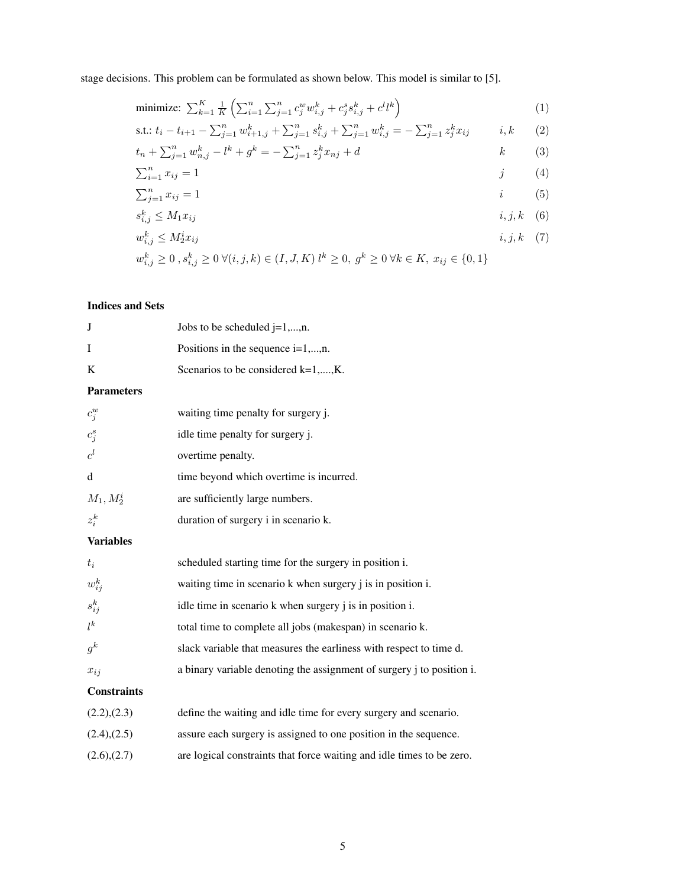stage decisions. This problem can be formulated as shown below. This model is similar to [5].

$$\text{minimize: } \sum_{k=1}^{K} \frac{1}{K} \left( \sum_{i=1}^{n} \sum_{j=1}^{n} c_j^w w_{i,j}^k + c_j^s s_{i,j}^k + c^l l^k \right) \tag{1}$$

$$\text{s.t.: } t_i - t_{i+1} - \sum_{j=1}^{n} w_{i+1,j}^k + \sum_{j=1}^{n} s_{i,j}^k + \sum_{j=1}^{n} w_{i,j}^k = - \sum_{j=1}^{n} z_j^k x_{ij} \qquad i,k \tag{2}$$

$$t_n + \sum_{j=1}^{n} w_{n,j}^k - l^k + g^k = - \sum_{j=1}^{n} z_j^k x_{nj} + d \qquad k \tag{3}$$

$$\sum_{i=1}^{n} x_{ij} = 1 \qquad j \tag{4}$$

$$\sum_{j=1}^{n} x_{ij} = 1 \qquad i \tag{5}$$

$$s_{i,j}^k \leq M_1 x_{ij} \qquad i,j,k \tag{6}$$

$$w_{i,j}^k \leq M_2^i x_{ij} \qquad i,j,k \tag{7}$$

$$w_{i,j}^k \geq 0 \,, s_{i,j}^k \geq 0 \; \forall (i,j,k) \in (I,J,K) \; l^k \geq 0, \; g^k \geq 0 \; \forall k \in K, \; x_{ij} \in \{0,1\}$$

### Indices and Sets

| | |
|---|---|
| J | Jobs to be scheduled j=1,...,n. |
| I | Positions in the sequence i=1,...,n. |
| K | Scenarios to be considered k=1,....,K. |

### Parameters

| | |
|---|---|
| $c_j^w$ | waiting time penalty for surgery j. |
| $c_j^s$ | idle time penalty for surgery j. |
| $c^l$ | overtime penalty. |
| d | time beyond which overtime is incurred. |
| $M_1, M_2^i$ | are sufficiently large numbers. |
| $z_i^k$ | duration of surgery i in scenario k. |

### Variables

| | |
|---|---|
| $t_i$ | scheduled starting time for the surgery in position i. |
| $w_{ij}^k$ | waiting time in scenario k when surgery j is in position i. |
| $s_{ij}^k$ | idle time in scenario k when surgery j is in position i. |
| $l^k$ | total time to complete all jobs (makespan) in scenario k. |
| $g^k$ | slack variable that measures the earliness with respect to time d. |
| $x_{ij}$ | a binary variable denoting the assignment of surgery j to position i. |

### Constraints

| | |
|---|---|
| (2.2),(2.3) | define the waiting and idle time for every surgery and scenario. |
| (2.4),(2.5) | assure each surgery is assigned to one position in the sequence. |
| (2.6),(2.7) | are logical constraints that force waiting and idle times to be zero. |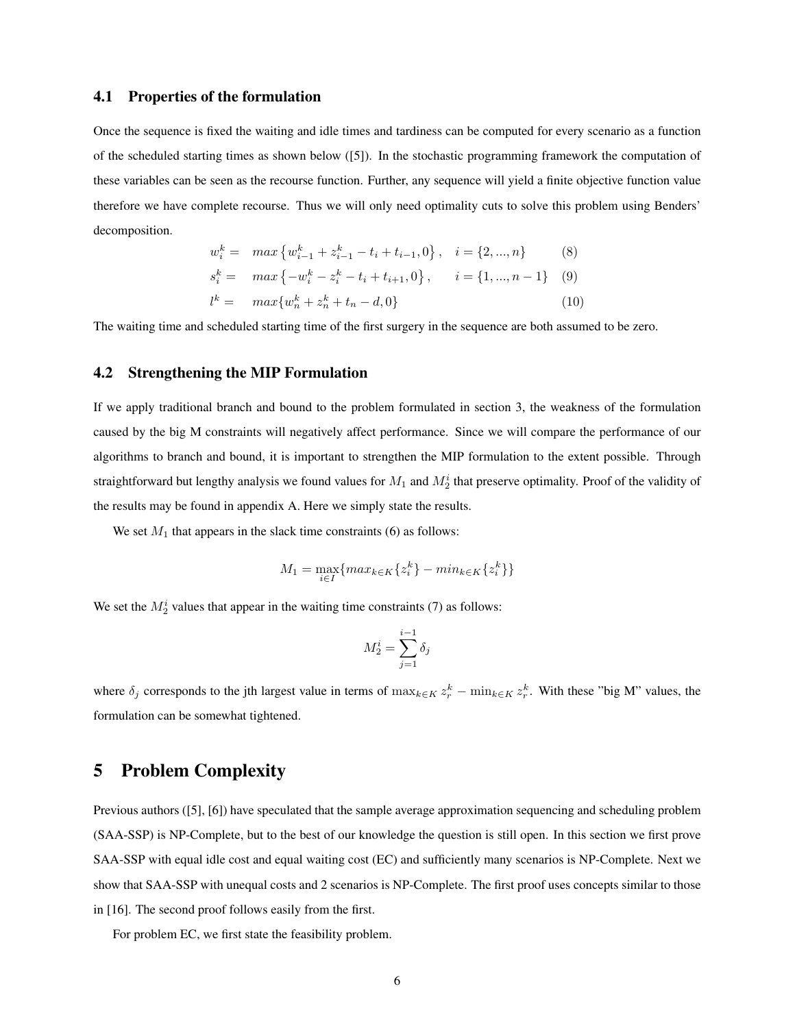### 4.1 Properties of the formulation

Once the sequence is fixed the waiting and idle times and tardiness can be computed for every scenario as a function of the scheduled starting times as shown below ([5]). In the stochastic programming framework the computation of these variables can be seen as the recourse function. Further, any sequence will yield a finite objective function value therefore we have complete recourse. Thus we will only need optimality cuts to solve this problem using Benders' decomposition.

$$
\begin{aligned}
w_i^k &= \quad max\left\{w_{i-1}^k + z_{i-1}^k - t_i + t_{i-1}, 0\right\}, \quad i = \{2, ..., n\} && (8)\\
s_i^k &= \quad max\left\{-w_i^k - z_i^k - t_i + t_{i+1}, 0\right\}, \quad i = \{1, ..., n-1\} && (9)\\
l^k &= \quad max\{w_n^k + z_n^k + t_n - d, 0\} && (10)
\end{aligned}
$$

The waiting time and scheduled starting time of the first surgery in the sequence are both assumed to be zero.

### 4.2 Strengthening the MIP Formulation

If we apply traditional branch and bound to the problem formulated in section 3, the weakness of the formulation caused by the big M constraints will negatively affect performance. Since we will compare the performance of our algorithms to branch and bound, it is important to strengthen the MIP formulation to the extent possible. Through straightforward but lengthy analysis we found values for $M_1$ and $M_2^i$ that preserve optimality. Proof of the validity of the results may be found in appendix A. Here we simply state the results.

We set $M_1$ that appears in the slack time constraints (6) as follows:

$$
M_1 = \max_{i \in I}\{max_{k \in K}\{z_i^k\} - min_{k \in K}\{z_i^k\}\}
$$

We set the $M_2^i$ values that appear in the waiting time constraints (7) as follows:

$$
M_2^i = \sum_{j=1}^{i-1} \delta_j
$$

where $\delta_j$ corresponds to the jth largest value in terms of $\max_{k \in K} z_r^k - \min_{k \in K} z_r^k$. With these "big M" values, the formulation can be somewhat tightened.

## 5 Problem Complexity

Previous authors ([5], [6]) have speculated that the sample average approximation sequencing and scheduling problem (SAA-SSP) is NP-Complete, but to the best of our knowledge the question is still open. In this section we first prove SAA-SSP with equal idle cost and equal waiting cost (EC) and sufficiently many scenarios is NP-Complete. Next we show that SAA-SSP with unequal costs and 2 scenarios is NP-Complete. The first proof uses concepts similar to those in [16]. The second proof follows easily from the first.

For problem EC, we first state the feasibility problem.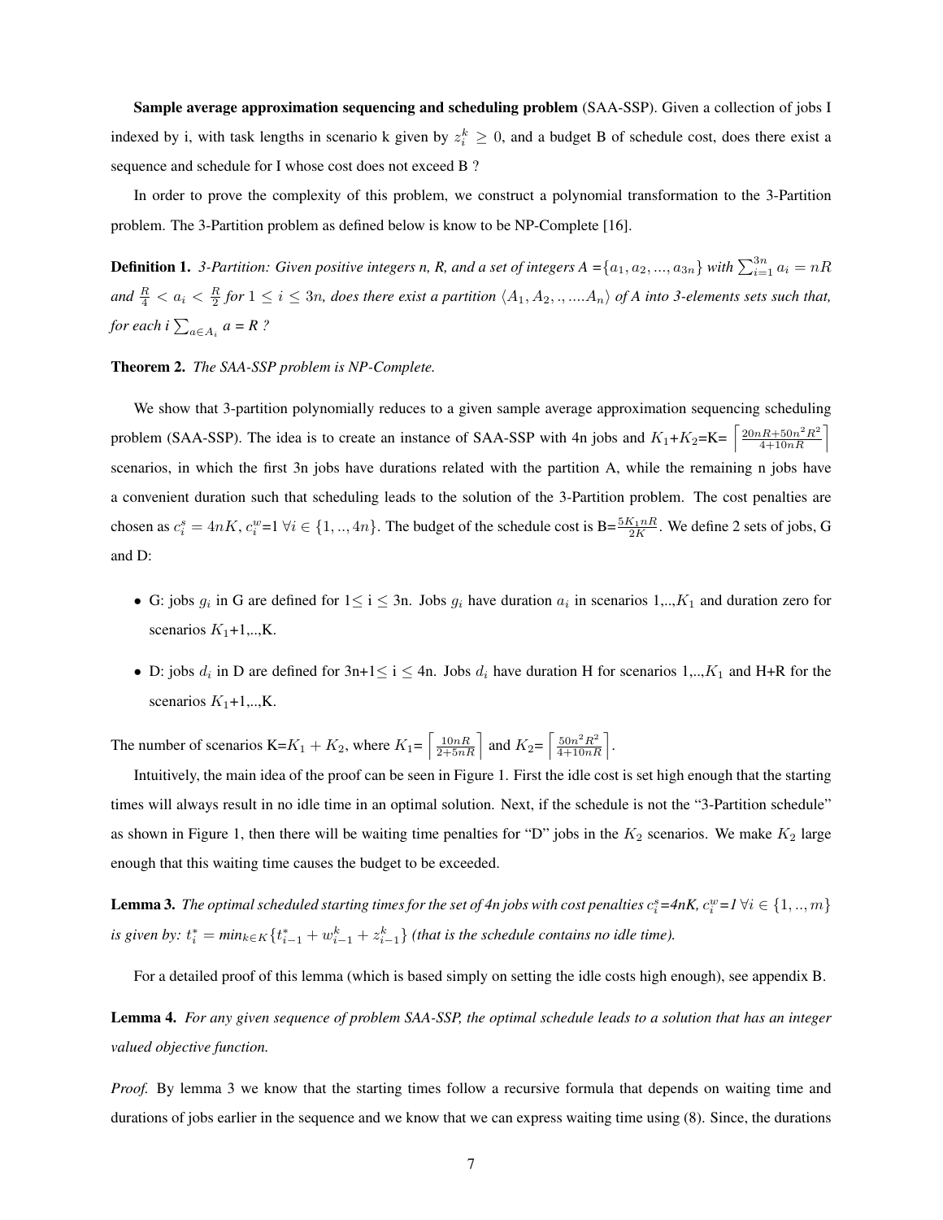**Sample average approximation sequencing and scheduling problem** (SAA-SSP). Given a collection of jobs I indexed by i, with task lengths in scenario k given by $z_i^k \geq 0$, and a budget B of schedule cost, does there exist a sequence and schedule for I whose cost does not exceed B ?

In order to prove the complexity of this problem, we construct a polynomial transformation to the 3-Partition problem. The 3-Partition problem as defined below is know to be NP-Complete [16].

**Definition 1.** *3-Partition: Given positive integers n, R, and a set of integers A =$\{a_1, a_2, ..., a_{3n}\}$ with $\sum_{i=1}^{3n} a_i = nR$ and $\frac{R}{4} < a_i < \frac{R}{2}$ for $1 \leq i \leq 3n$, does there exist a partition $\langle A_1, A_2, ., ....A_n \rangle$ of A into 3-elements sets such that, for each i $\sum_{a \in A_i} a$ = R ?*

**Theorem 2.** *The SAA-SSP problem is NP-Complete.*

We show that 3-partition polynomially reduces to a given sample average approximation sequencing scheduling problem (SAA-SSP). The idea is to create an instance of SAA-SSP with 4n jobs and $K_1$+$K_2$=K= $\left\lceil \frac{20nR+50n^2R^2}{4+10nR} \right\rceil$ scenarios, in which the first 3n jobs have durations related with the partition A, while the remaining n jobs have a convenient duration such that scheduling leads to the solution of the 3-Partition problem. The cost penalties are chosen as $c_i^s = 4nK$, $c_i^w$=1 $\forall i \in \{1, .., 4n\}$. The budget of the schedule cost is B=$\frac{5K_1nR}{2K}$. We define 2 sets of jobs, G and D:

- G: jobs $g_i$ in G are defined for 1$\leq$ i $\leq$ 3n. Jobs $g_i$ have duration $a_i$ in scenarios 1,..,$K_1$ and duration zero for scenarios $K_1$+1,..,K.
- D: jobs $d_i$ in D are defined for 3n+1$\leq$ i $\leq$ 4n. Jobs $d_i$ have duration H for scenarios 1,..,$K_1$ and H+R for the scenarios $K_1$+1,..,K.

The number of scenarios K=$K_1 + K_2$, where $K_1$= $\left\lceil \frac{10nR}{2+5nR} \right\rceil$ and $K_2$= $\left\lceil \frac{50n^2R^2}{4+10nR} \right\rceil$.

Intuitively, the main idea of the proof can be seen in Figure 1. First the idle cost is set high enough that the starting times will always result in no idle time in an optimal solution. Next, if the schedule is not the "3-Partition schedule" as shown in Figure 1, then there will be waiting time penalties for "D" jobs in the $K_2$ scenarios. We make $K_2$ large enough that this waiting time causes the budget to be exceeded.

**Lemma 3.** *The optimal scheduled starting times for the set of 4n jobs with cost penalties $c_i^s$=4nK, $c_i^w$=1 $\forall i \in \{1, .., m\}$ is given by: $t_i^* = min_{k \in K}\{t_{i-1}^* + w_{i-1}^k + z_{i-1}^k\}$ (that is the schedule contains no idle time).*

For a detailed proof of this lemma (which is based simply on setting the idle costs high enough), see appendix B.

**Lemma 4.** *For any given sequence of problem SAA-SSP, the optimal schedule leads to a solution that has an integer valued objective function.*

*Proof.* By lemma 3 we know that the starting times follow a recursive formula that depends on waiting time and durations of jobs earlier in the sequence and we know that we can express waiting time using (8). Since, the durations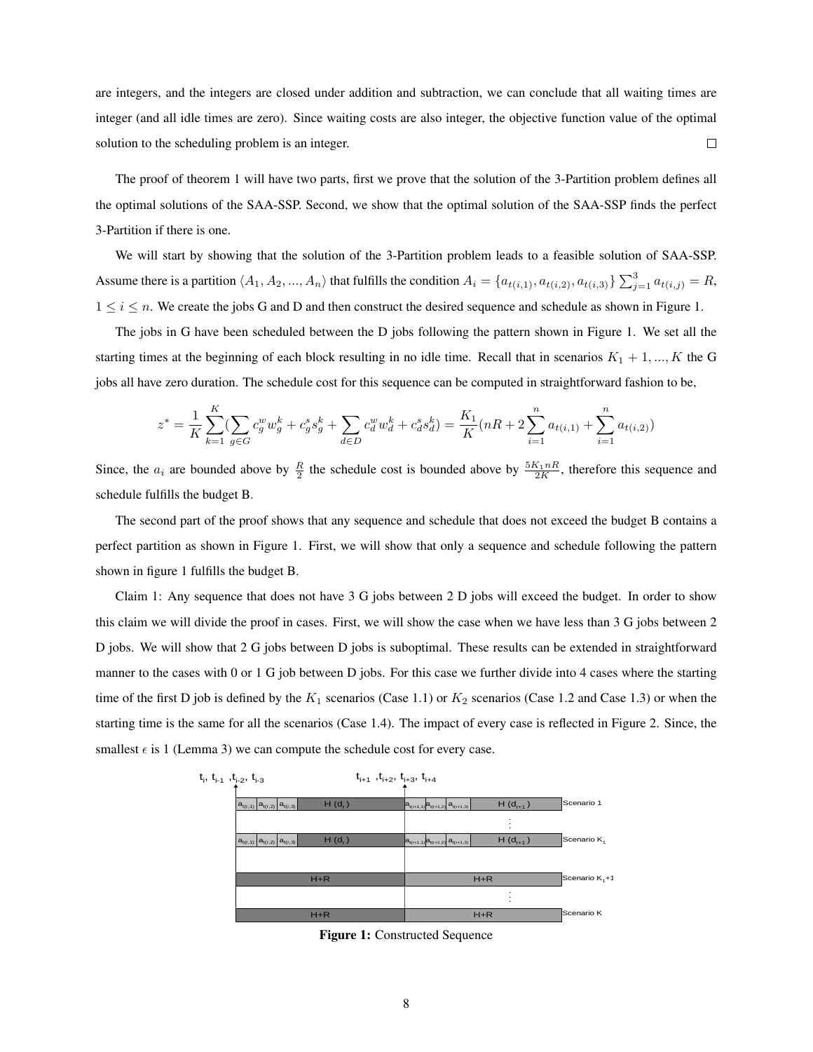are integers, and the integers are closed under addition and subtraction, we can conclude that all waiting times are integer (and all idle times are zero). Since waiting costs are also integer, the objective function value of the optimal solution to the scheduling problem is an integer. □

The proof of theorem 1 will have two parts, first we prove that the solution of the 3-Partition problem defines all the optimal solutions of the SAA-SSP. Second, we show that the optimal solution of the SAA-SSP finds the perfect 3-Partition if there is one.

We will start by showing that the solution of the 3-Partition problem leads to a feasible solution of SAA-SSP. Assume there is a partition $\langle A_1, A_2, ..., A_n \rangle$ that fulfills the condition $A_i = \{a_{t(i,1)}, a_{t(i,2)}, a_{t(i,3)}\} \sum_{j=1}^{3} a_{t(i,j)} = R$, $1 \leq i \leq n$. We create the jobs G and D and then construct the desired sequence and schedule as shown in Figure 1.

The jobs in G have been scheduled between the D jobs following the pattern shown in Figure 1. We set all the starting times at the beginning of each block resulting in no idle time. Recall that in scenarios $K_1+1, ..., K$ the G jobs all have zero duration. The schedule cost for this sequence can be computed in straightforward fashion to be,

$$z^* = \frac{1}{K}\sum_{k=1}^{K}(\sum_{g\in G} c_g^w w_g^k + c_g^s s_g^k + \sum_{d\in D} c_d^w w_d^k + c_d^s s_d^k) = \frac{K_1}{K}(nR + 2\sum_{i=1}^{n} a_{t(i,1)} + \sum_{i=1}^{n} a_{t(i,2)})$$

Since, the $a_i$ are bounded above by $\frac{R}{2}$ the schedule cost is bounded above by $\frac{5K_1nR}{2K}$, therefore this sequence and schedule fulfills the budget B.

The second part of the proof shows that any sequence and schedule that does not exceed the budget B contains a perfect partition as shown in Figure 1. First, we will show that only a sequence and schedule following the pattern shown in figure 1 fulfills the budget B.

Claim 1: Any sequence that does not have 3 G jobs between 2 D jobs will exceed the budget. In order to show this claim we will divide the proof in cases. First, we will show the case when we have less than 3 G jobs between 2 D jobs. We will show that 2 G jobs between D jobs is suboptimal. These results can be extended in straightforward manner to the cases with 0 or 1 G job between D jobs. For this case we further divide into 4 cases where the starting time of the first D job is defined by the $K_1$ scenarios (Case 1.1) or $K_2$ scenarios (Case 1.2 and Case 1.3) or when the starting time is the same for all the scenarios (Case 1.4). The impact of every case is reflected in Figure 2. Since, the smallest $\epsilon$ is 1 (Lemma 3) we can compute the schedule cost for every case.

**Figure 1:** Constructed Sequence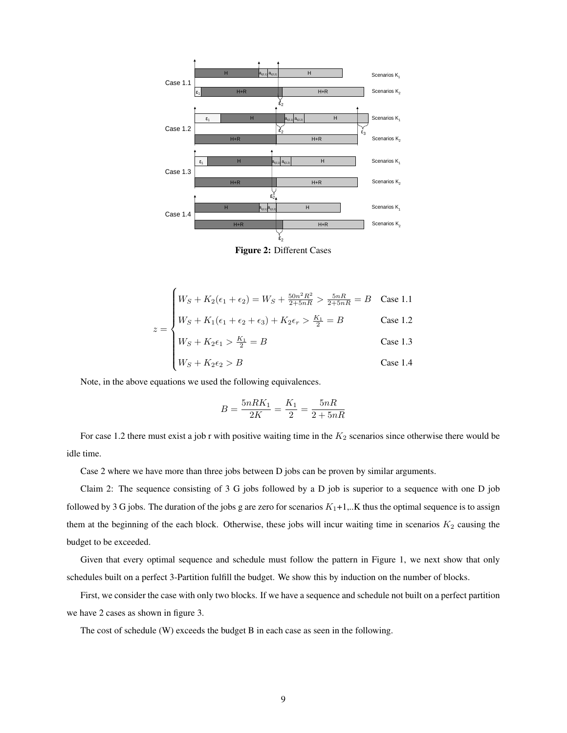Figure 2: Different Cases

$$
z = \begin{cases}
W_S + K_2(\epsilon_1 + \epsilon_2) = W_S + \frac{50n^2R^2}{2+5nR} > \frac{5nR}{2+5nR} = B & \text{Case 1.1} \\
W_S + K_1(\epsilon_1 + \epsilon_2 + \epsilon_3) + K_2\epsilon_r > \frac{K_1}{2} = B & \text{Case 1.2} \\
W_S + K_2\epsilon_1 > \frac{K_1}{2} = B & \text{Case 1.3} \\
W_S + K_2\epsilon_2 > B & \text{Case 1.4}
\end{cases}
$$

Note, in the above equations we used the following equivalences.

$$
B = \frac{5nRK_1}{2K} = \frac{K_1}{2} = \frac{5nR}{2+5nR}
$$

For case 1.2 there must exist a job r with positive waiting time in the $K_2$ scenarios since otherwise there would be idle time.

Case 2 where we have more than three jobs between D jobs can be proven by similar arguments.

Claim 2: The sequence consisting of 3 G jobs followed by a D job is superior to a sequence with one D job followed by 3 G jobs. The duration of the jobs g are zero for scenarios $K_1$+1,..K thus the optimal sequence is to assign them at the beginning of the each block. Otherwise, these jobs will incur waiting time in scenarios $K_2$ causing the budget to be exceeded.

Given that every optimal sequence and schedule must follow the pattern in Figure 1, we next show that only schedules built on a perfect 3-Partition fulfill the budget. We show this by induction on the number of blocks.

First, we consider the case with only two blocks. If we have a sequence and schedule not built on a perfect partition we have 2 cases as shown in figure 3.

The cost of schedule (W) exceeds the budget B in each case as seen in the following.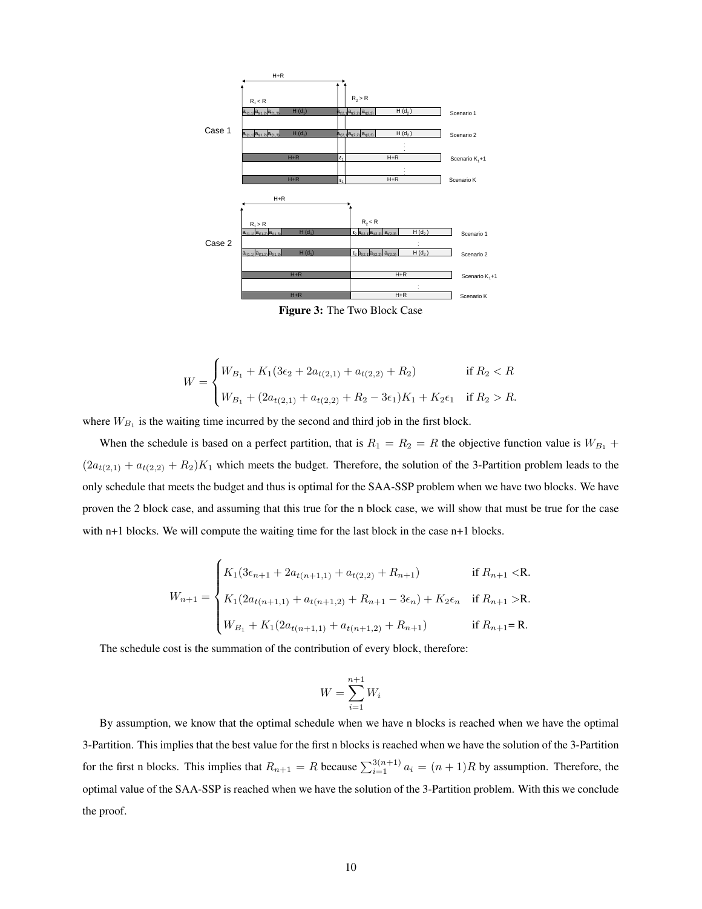Figure 3: The Two Block Case

$$
W = \begin{cases} W_{B_1} + K_1(3\epsilon_2 + 2a_{t(2,1)} + a_{t(2,2)} + R_2) & \text{if } R_2 < R \\ W_{B_1} + (2a_{t(2,1)} + a_{t(2,2)} + R_2 - 3\epsilon_1)K_1 + K_2\epsilon_1 & \text{if } R_2 > R. \end{cases}
$$

where $W_{B_1}$ is the waiting time incurred by the second and third job in the first block.

When the schedule is based on a perfect partition, that is $R_1 = R_2 = R$ the objective function value is $W_{B_1} + (2a_{t(2,1)} + a_{t(2,2)} + R_2)K_1$ which meets the budget. Therefore, the solution of the 3-Partition problem leads to the only schedule that meets the budget and thus is optimal for the SAA-SSP problem when we have two blocks. We have proven the 2 block case, and assuming that this true for the n block case, we will show that must be true for the case with n+1 blocks. We will compute the waiting time for the last block in the case n+1 blocks.

$$
W_{n+1} = \begin{cases} K_1(3\epsilon_{n+1} + 2a_{t(n+1,1)} + a_{t(2,2)} + R_{n+1}) & \text{if } R_{n+1} < \text{R.} \\ K_1(2a_{t(n+1,1)} + a_{t(n+1,2)} + R_{n+1} - 3\epsilon_n) + K_2\epsilon_n & \text{if } R_{n+1} > \text{R.} \\ W_{B_1} + K_1(2a_{t(n+1,1)} + a_{t(n+1,2)} + R_{n+1}) & \text{if } R_{n+1} = \text{R.} \end{cases}
$$

The schedule cost is the summation of the contribution of every block, therefore:

$$
W = \sum_{i=1}^{n+1} W_i
$$

By assumption, we know that the optimal schedule when we have n blocks is reached when we have the optimal 3-Partition. This implies that the best value for the first n blocks is reached when we have the solution of the 3-Partition for the first n blocks. This implies that $R_{n+1} = R$ because $\sum_{i=1}^{3(n+1)} a_i = (n+1)R$ by assumption. Therefore, the optimal value of the SAA-SSP is reached when we have the solution of the 3-Partition problem. With this we conclude the proof.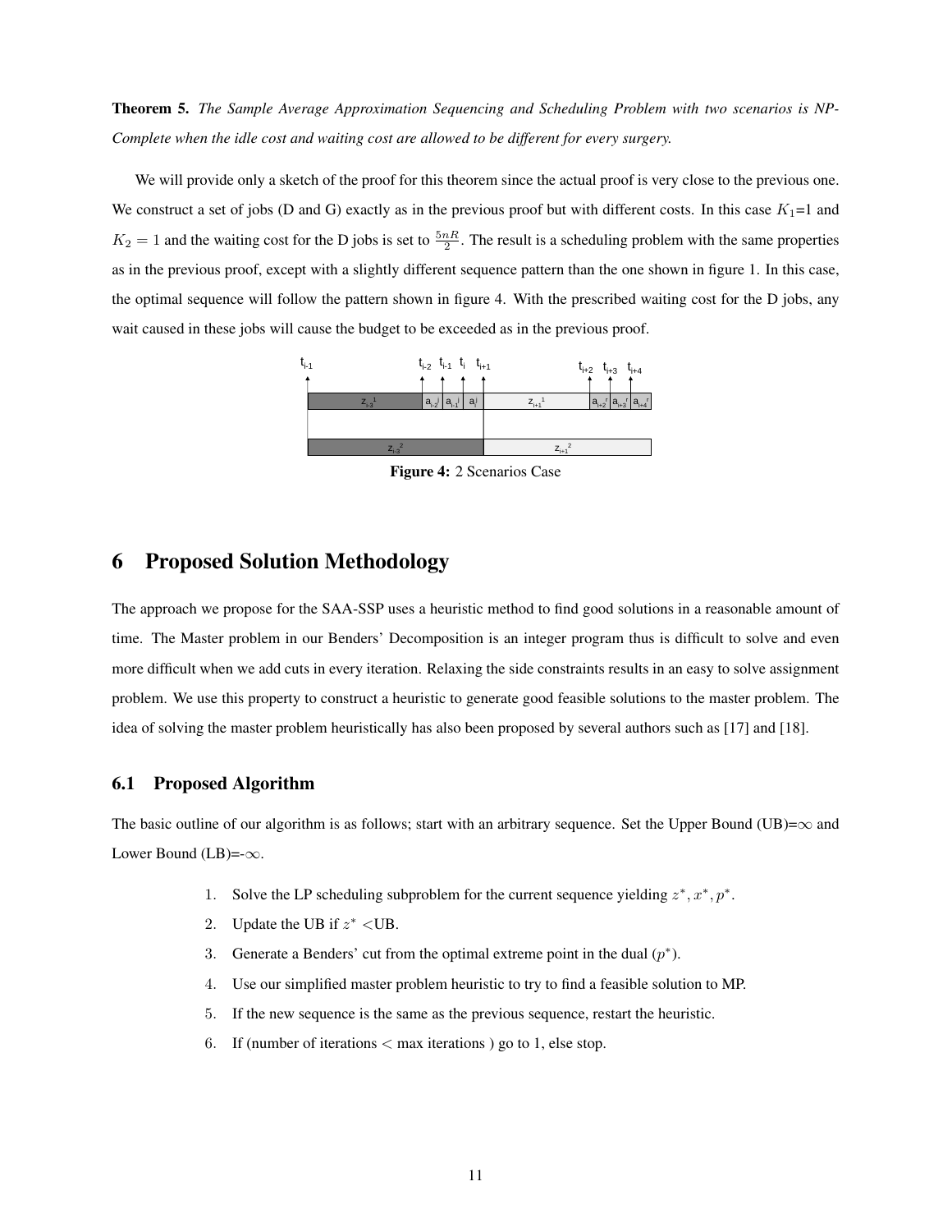**Theorem 5.** *The Sample Average Approximation Sequencing and Scheduling Problem with two scenarios is NP-Complete when the idle cost and waiting cost are allowed to be different for every surgery.*

We will provide only a sketch of the proof for this theorem since the actual proof is very close to the previous one. We construct a set of jobs (D and G) exactly as in the previous proof but with different costs. In this case $K_1$=1 and $K_2 = 1$ and the waiting cost for the D jobs is set to $\frac{5nR}{2}$. The result is a scheduling problem with the same properties as in the previous proof, except with a slightly different sequence pattern than the one shown in figure 1. In this case, the optimal sequence will follow the pattern shown in figure 4. With the prescribed waiting cost for the D jobs, any wait caused in these jobs will cause the budget to be exceeded as in the previous proof.

**Figure 4:** 2 Scenarios Case

# 6 Proposed Solution Methodology

The approach we propose for the SAA-SSP uses a heuristic method to find good solutions in a reasonable amount of time. The Master problem in our Benders' Decomposition is an integer program thus is difficult to solve and even more difficult when we add cuts in every iteration. Relaxing the side constraints results in an easy to solve assignment problem. We use this property to construct a heuristic to generate good feasible solutions to the master problem. The idea of solving the master problem heuristically has also been proposed by several authors such as [17] and [18].

## 6.1 Proposed Algorithm

The basic outline of our algorithm is as follows; start with an arbitrary sequence. Set the Upper Bound (UB)=$\infty$ and Lower Bound (LB)=-$\infty$.

1. Solve the LP scheduling subproblem for the current sequence yielding $z^*, x^*, p^*$.
2. Update the UB if $z^*$ <UB.
3. Generate a Benders' cut from the optimal extreme point in the dual ($p^*$).
4. Use our simplified master problem heuristic to try to find a feasible solution to MP.
5. If the new sequence is the same as the previous sequence, restart the heuristic.
6. If (number of iterations < max iterations ) go to 1, else stop.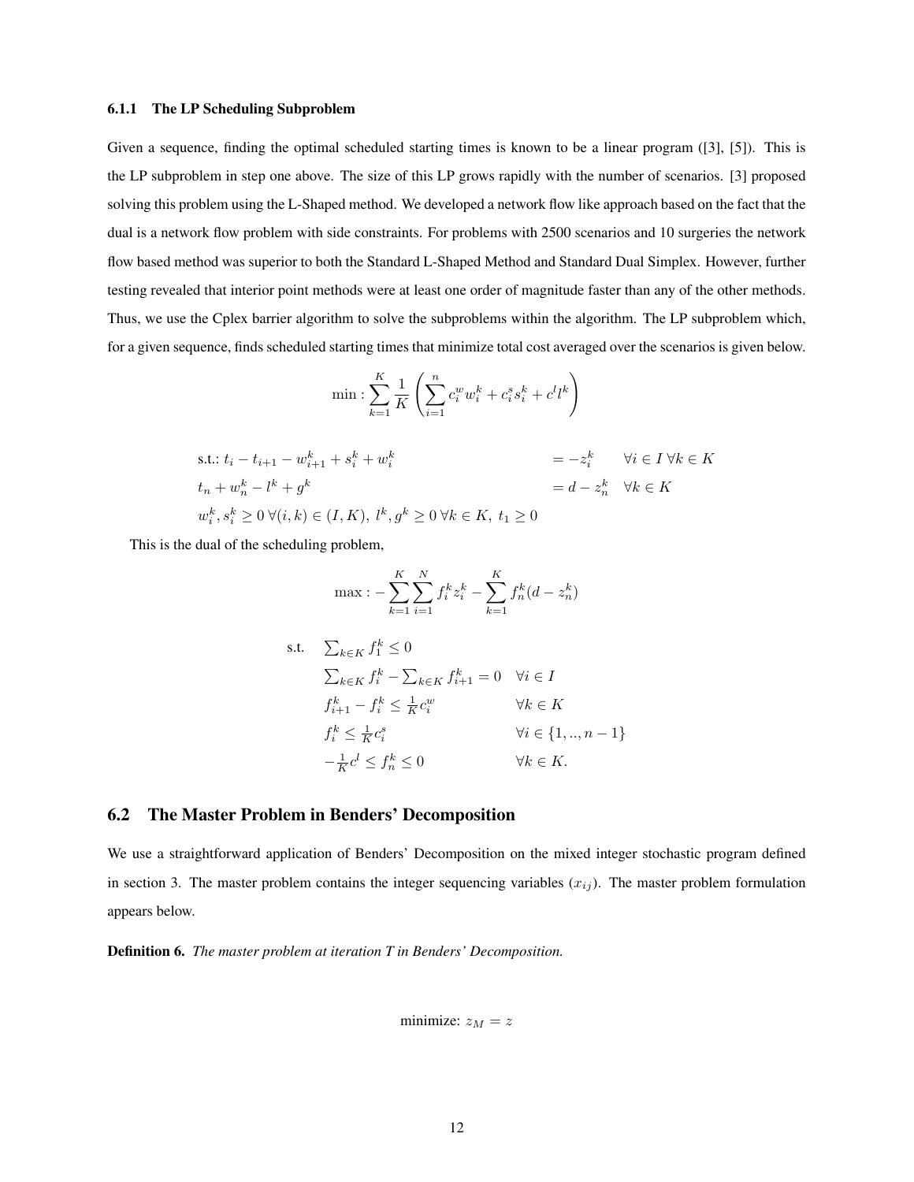### 6.1.1 The LP Scheduling Subproblem

Given a sequence, finding the optimal scheduled starting times is known to be a linear program ([3], [5]). This is the LP subproblem in step one above. The size of this LP grows rapidly with the number of scenarios. [3] proposed solving this problem using the L-Shaped method. We developed a network flow like approach based on the fact that the dual is a network flow problem with side constraints. For problems with 2500 scenarios and 10 surgeries the network flow based method was superior to both the Standard L-Shaped Method and Standard Dual Simplex. However, further testing revealed that interior point methods were at least one order of magnitude faster than any of the other methods. Thus, we use the Cplex barrier algorithm to solve the subproblems within the algorithm. The LP subproblem which, for a given sequence, finds scheduled starting times that minimize total cost averaged over the scenarios is given below.

$$\min : \sum_{k=1}^{K} \frac{1}{K} \left( \sum_{i=1}^{n} c_i^w w_i^k + c_i^s s_i^k + c^l l^k \right)$$

$$\begin{aligned}
&\text{s.t.: } t_i - t_{i+1} - w_{i+1}^k + s_i^k + w_i^k && = -z_i^k \quad \forall i \in I \; \forall k \in K \\
&t_n + w_n^k - l^k + g^k && = d - z_n^k \quad \forall k \in K \\
&w_i^k, s_i^k \geq 0 \; \forall (i,k) \in (I,K), \; l^k, g^k \geq 0 \; \forall k \in K, \; t_1 \geq 0 &&
\end{aligned}$$

This is the dual of the scheduling problem,

$$\max : -\sum_{k=1}^{K} \sum_{i=1}^{N} f_i^k z_i^k - \sum_{k=1}^{K} f_n^k (d - z_n^k)$$

$$\begin{aligned}
\text{s.t.} \quad & \textstyle\sum_{k \in K} f_1^k \leq 0 && \\
& \textstyle\sum_{k \in K} f_i^k - \sum_{k \in K} f_{i+1}^k = 0 && \forall i \in I \\
& f_{i+1}^k - f_i^k \leq \tfrac{1}{K} c_i^w && \forall k \in K \\
& f_i^k \leq \tfrac{1}{K} c_i^s && \forall i \in \{1, .., n-1\} \\
& -\tfrac{1}{K} c^l \leq f_n^k \leq 0 && \forall k \in K.
\end{aligned}$$

## 6.2 The Master Problem in Benders' Decomposition

We use a straightforward application of Benders' Decomposition on the mixed integer stochastic program defined in section 3. The master problem contains the integer sequencing variables ($x_{ij}$). The master problem formulation appears below.

**Definition 6.** *The master problem at iteration T in Benders' Decomposition.*

$$\text{minimize: } z_M = z$$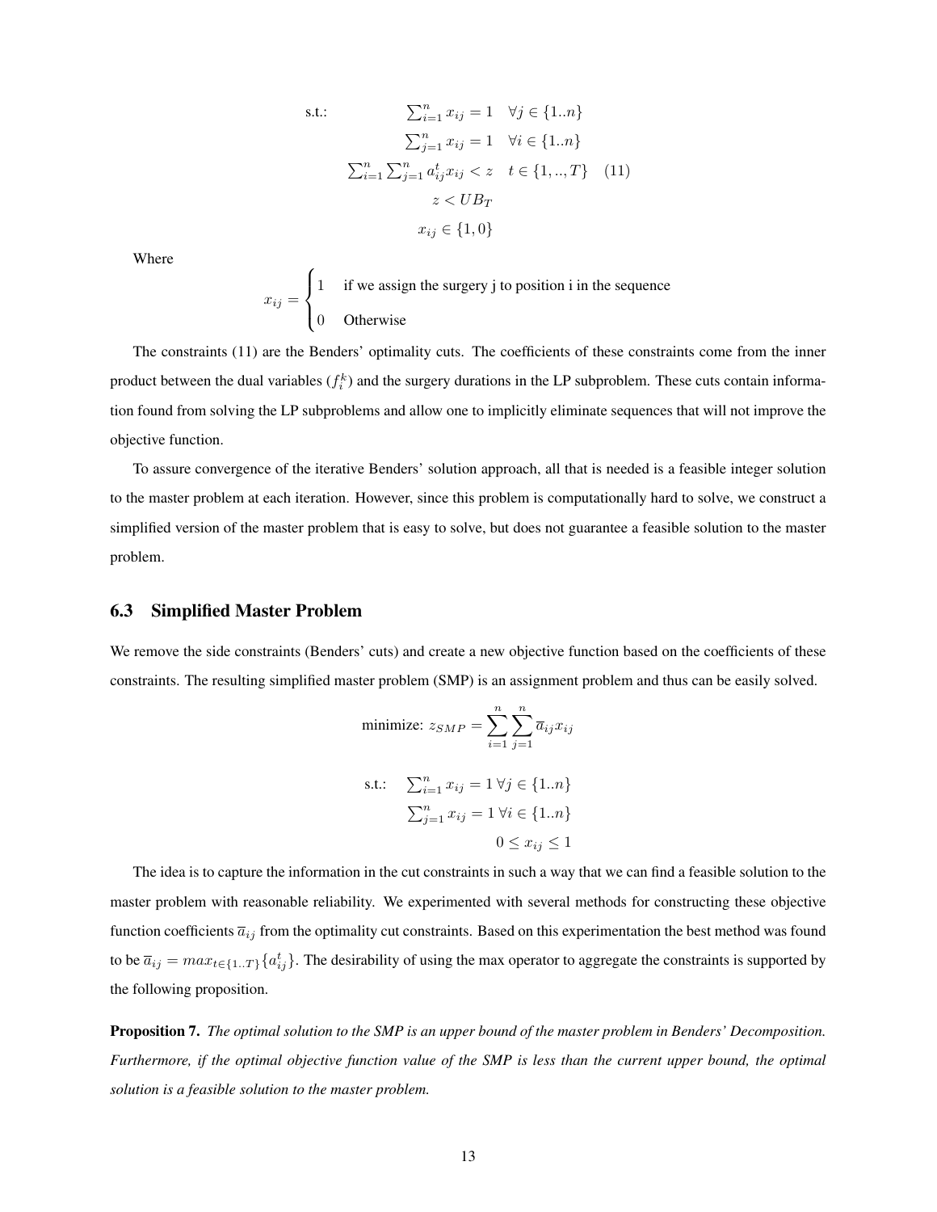$$
\begin{aligned}
\text{s.t.:} \quad & \textstyle\sum_{i=1}^{n} x_{ij} = 1 \quad \forall j \in \{1..n\} \\
& \textstyle\sum_{j=1}^{n} x_{ij} = 1 \quad \forall i \in \{1..n\} \\
& \textstyle\sum_{i=1}^{n} \sum_{j=1}^{n} a_{ij}^{t} x_{ij} < z \quad t \in \{1, .., T\} \quad (11) \\
& z < UB_T \\
& x_{ij} \in \{1, 0\}
\end{aligned}
$$

Where

$$
x_{ij} = \begin{cases} 1 & \text{if we assign the surgery j to position i in the sequence} \\ 0 & \text{Otherwise} \end{cases}
$$

The constraints (11) are the Benders' optimality cuts. The coefficients of these constraints come from the inner product between the dual variables ($f_i^k$) and the surgery durations in the LP subproblem. These cuts contain information found from solving the LP subproblems and allow one to implicitly eliminate sequences that will not improve the objective function.

To assure convergence of the iterative Benders' solution approach, all that is needed is a feasible integer solution to the master problem at each iteration. However, since this problem is computationally hard to solve, we construct a simplified version of the master problem that is easy to solve, but does not guarantee a feasible solution to the master problem.

### 6.3 Simplified Master Problem

We remove the side constraints (Benders' cuts) and create a new objective function based on the coefficients of these constraints. The resulting simplified master problem (SMP) is an assignment problem and thus can be easily solved.

$$
\text{minimize: } z_{SMP} = \sum_{i=1}^{n} \sum_{j=1}^{n} \overline{a}_{ij} x_{ij}
$$

$$
\begin{aligned}
\text{s.t.:} \quad & \textstyle\sum_{i=1}^{n} x_{ij} = 1 \; \forall j \in \{1..n\} \\
& \textstyle\sum_{j=1}^{n} x_{ij} = 1 \; \forall i \in \{1..n\} \\
& 0 \leq x_{ij} \leq 1
\end{aligned}
$$

The idea is to capture the information in the cut constraints in such a way that we can find a feasible solution to the master problem with reasonable reliability. We experimented with several methods for constructing these objective function coefficients $\overline{a}_{ij}$ from the optimality cut constraints. Based on this experimentation the best method was found to be $\overline{a}_{ij} = max_{t \in \{1..T\}}\{a_{ij}^t\}$. The desirability of using the max operator to aggregate the constraints is supported by the following proposition.

**Proposition 7.** *The optimal solution to the SMP is an upper bound of the master problem in Benders' Decomposition. Furthermore, if the optimal objective function value of the SMP is less than the current upper bound, the optimal solution is a feasible solution to the master problem.*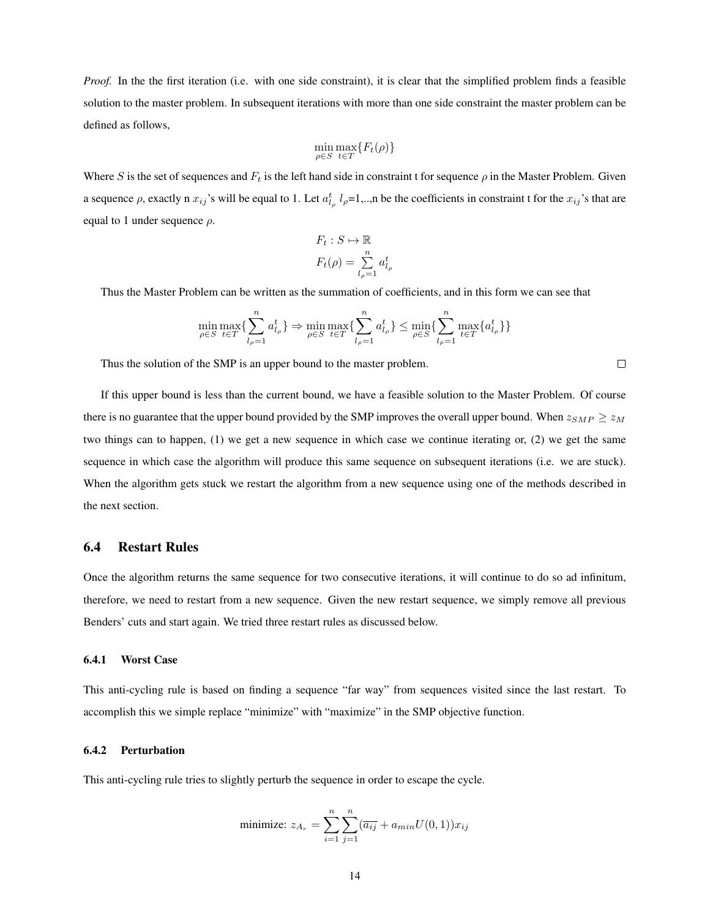*Proof.* In the the first iteration (i.e. with one side constraint), it is clear that the simplified problem finds a feasible solution to the master problem. In subsequent iterations with more than one side constraint the master problem can be defined as follows,

$$\min_{\rho \in S} \max_{t \in T} \{F_t(\rho)\}$$

Where $S$ is the set of sequences and $F_t$ is the left hand side in constraint t for sequence $\rho$ in the Master Problem. Given a sequence $\rho$, exactly n $x_{ij}$'s will be equal to 1. Let $a^t_{l_\rho}$ $l_\rho$=1,..,n be the coefficients in constraint t for the $x_{ij}$'s that are equal to 1 under sequence $\rho$.

$$F_t : S \mapsto \mathbb{R}$$

$$F_t(\rho) = \sum_{l_\rho=1}^{n} a^t_{l_\rho}$$

Thus the Master Problem can be written as the summation of coefficients, and in this form we can see that

$$\min_{\rho \in S} \max_{t \in T} \{\sum_{l_\rho=1}^{n} a^t_{l_\rho}\} \Rightarrow \min_{\rho \in S} \max_{t \in T} \{\sum_{l_\rho=1}^{n} a^t_{l_\rho}\} \leq \min_{\rho \in S} \{\sum_{l_\rho=1}^{n} \max_{t \in T} \{a^t_{l_\rho}\}\}$$

Thus the solution of the SMP is an upper bound to the master problem. □

If this upper bound is less than the current bound, we have a feasible solution to the Master Problem. Of course there is no guarantee that the upper bound provided by the SMP improves the overall upper bound. When $z_{SMP} \geq z_M$ two things can to happen, (1) we get a new sequence in which case we continue iterating or, (2) we get the same sequence in which case the algorithm will produce this same sequence on subsequent iterations (i.e. we are stuck). When the algorithm gets stuck we restart the algorithm from a new sequence using one of the methods described in the next section.

## 6.4 Restart Rules

Once the algorithm returns the same sequence for two consecutive iterations, it will continue to do so ad infinitum, therefore, we need to restart from a new sequence. Given the new restart sequence, we simply remove all previous Benders' cuts and start again. We tried three restart rules as discussed below.

### 6.4.1 Worst Case

This anti-cycling rule is based on finding a sequence "far way" from sequences visited since the last restart. To accomplish this we simple replace "minimize" with "maximize" in the SMP objective function.

### 6.4.2 Perturbation

This anti-cycling rule tries to slightly perturb the sequence in order to escape the cycle.

$$\text{minimize: } z_{A_r} = \sum_{i=1}^{n} \sum_{j=1}^{n} (\overline{a_{ij}} + a_{min} U(0,1)) x_{ij}$$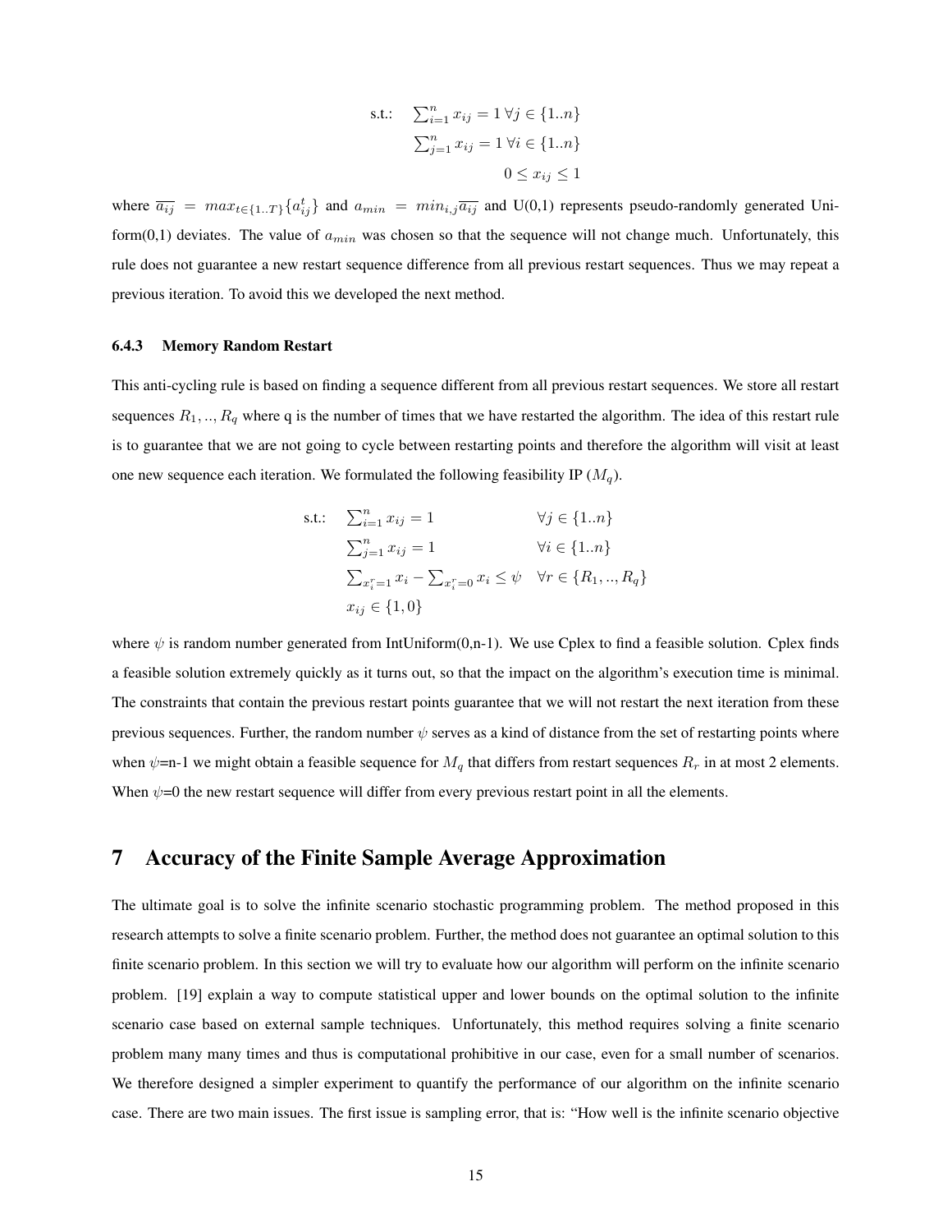$$
\begin{aligned}
\text{s.t.:} \quad & \textstyle\sum_{i=1}^{n} x_{ij} = 1 \;\forall j \in \{1..n\} \\
& \textstyle\sum_{j=1}^{n} x_{ij} = 1 \;\forall i \in \{1..n\} \\
& 0 \leq x_{ij} \leq 1
\end{aligned}
$$

where $\overline{a_{ij}} = max_{t \in \{1..T\}}\{a_{ij}^t\}$ and $a_{min} = min_{i,j}\overline{a_{ij}}$ and U(0,1) represents pseudo-randomly generated Uniform(0,1) deviates. The value of $a_{min}$ was chosen so that the sequence will not change much. Unfortunately, this rule does not guarantee a new restart sequence difference from all previous restart sequences. Thus we may repeat a previous iteration. To avoid this we developed the next method.

### 6.4.3 Memory Random Restart

This anti-cycling rule is based on finding a sequence different from all previous restart sequences. We store all restart sequences $R_1, .., R_q$ where q is the number of times that we have restarted the algorithm. The idea of this restart rule is to guarantee that we are not going to cycle between restarting points and therefore the algorithm will visit at least one new sequence each iteration. We formulated the following feasibility IP ($M_q$).

$$
\begin{aligned}
\text{s.t.:} \quad & \textstyle\sum_{i=1}^{n} x_{ij} = 1 && \forall j \in \{1..n\} \\
& \textstyle\sum_{j=1}^{n} x_{ij} = 1 && \forall i \in \{1..n\} \\
& \textstyle\sum_{x_i^r=1} x_i - \sum_{x_i^r=0} x_i \leq \psi && \forall r \in \{R_1, .., R_q\} \\
& x_{ij} \in \{1, 0\}
\end{aligned}
$$

where $\psi$ is random number generated from IntUniform(0,n-1). We use Cplex to find a feasible solution. Cplex finds a feasible solution extremely quickly as it turns out, so that the impact on the algorithm's execution time is minimal. The constraints that contain the previous restart points guarantee that we will not restart the next iteration from these previous sequences. Further, the random number $\psi$ serves as a kind of distance from the set of restarting points where when $\psi$=n-1 we might obtain a feasible sequence for $M_q$ that differs from restart sequences $R_r$ in at most 2 elements. When $\psi$=0 the new restart sequence will differ from every previous restart point in all the elements.

## 7 Accuracy of the Finite Sample Average Approximation

The ultimate goal is to solve the infinite scenario stochastic programming problem. The method proposed in this research attempts to solve a finite scenario problem. Further, the method does not guarantee an optimal solution to this finite scenario problem. In this section we will try to evaluate how our algorithm will perform on the infinite scenario problem. [19] explain a way to compute statistical upper and lower bounds on the optimal solution to the infinite scenario case based on external sample techniques. Unfortunately, this method requires solving a finite scenario problem many many times and thus is computational prohibitive in our case, even for a small number of scenarios. We therefore designed a simpler experiment to quantify the performance of our algorithm on the infinite scenario case. There are two main issues. The first issue is sampling error, that is: "How well is the infinite scenario objective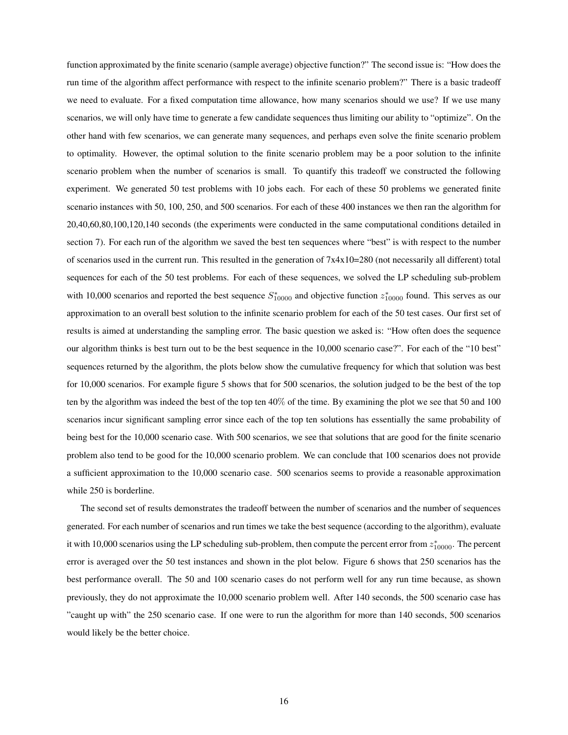function approximated by the finite scenario (sample average) objective function?" The second issue is: "How does the run time of the algorithm affect performance with respect to the infinite scenario problem?" There is a basic tradeoff we need to evaluate. For a fixed computation time allowance, how many scenarios should we use? If we use many scenarios, we will only have time to generate a few candidate sequences thus limiting our ability to "optimize". On the other hand with few scenarios, we can generate many sequences, and perhaps even solve the finite scenario problem to optimality. However, the optimal solution to the finite scenario problem may be a poor solution to the infinite scenario problem when the number of scenarios is small. To quantify this tradeoff we constructed the following experiment. We generated 50 test problems with 10 jobs each. For each of these 50 problems we generated finite scenario instances with 50, 100, 250, and 500 scenarios. For each of these 400 instances we then ran the algorithm for 20,40,60,80,100,120,140 seconds (the experiments were conducted in the same computational conditions detailed in section 7). For each run of the algorithm we saved the best ten sequences where "best" is with respect to the number of scenarios used in the current run. This resulted in the generation of 7x4x10=280 (not necessarily all different) total sequences for each of the 50 test problems. For each of these sequences, we solved the LP scheduling sub-problem with 10,000 scenarios and reported the best sequence $S^*_{10000}$ and objective function $z^*_{10000}$ found. This serves as our approximation to an overall best solution to the infinite scenario problem for each of the 50 test cases. Our first set of results is aimed at understanding the sampling error. The basic question we asked is: "How often does the sequence our algorithm thinks is best turn out to be the best sequence in the 10,000 scenario case?". For each of the "10 best" sequences returned by the algorithm, the plots below show the cumulative frequency for which that solution was best for 10,000 scenarios. For example figure 5 shows that for 500 scenarios, the solution judged to be the best of the top ten by the algorithm was indeed the best of the top ten 40% of the time. By examining the plot we see that 50 and 100 scenarios incur significant sampling error since each of the top ten solutions has essentially the same probability of being best for the 10,000 scenario case. With 500 scenarios, we see that solutions that are good for the finite scenario problem also tend to be good for the 10,000 scenario problem. We can conclude that 100 scenarios does not provide a sufficient approximation to the 10,000 scenario case. 500 scenarios seems to provide a reasonable approximation while 250 is borderline.

The second set of results demonstrates the tradeoff between the number of scenarios and the number of sequences generated. For each number of scenarios and run times we take the best sequence (according to the algorithm), evaluate it with 10,000 scenarios using the LP scheduling sub-problem, then compute the percent error from $z^*_{10000}$. The percent error is averaged over the 50 test instances and shown in the plot below. Figure 6 shows that 250 scenarios has the best performance overall. The 50 and 100 scenario cases do not perform well for any run time because, as shown previously, they do not approximate the 10,000 scenario problem well. After 140 seconds, the 500 scenario case has "caught up with" the 250 scenario case. If one were to run the algorithm for more than 140 seconds, 500 scenarios would likely be the better choice.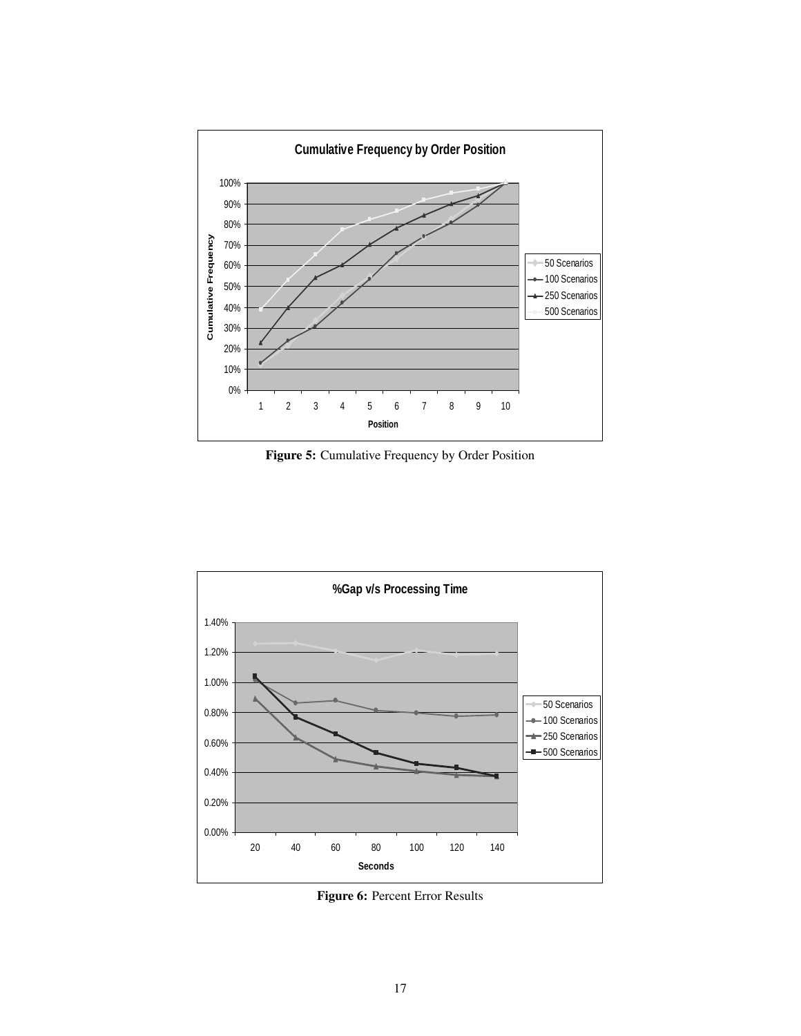**Figure 5:** Cumulative Frequency by Order Position

**Figure 6:** Percent Error Results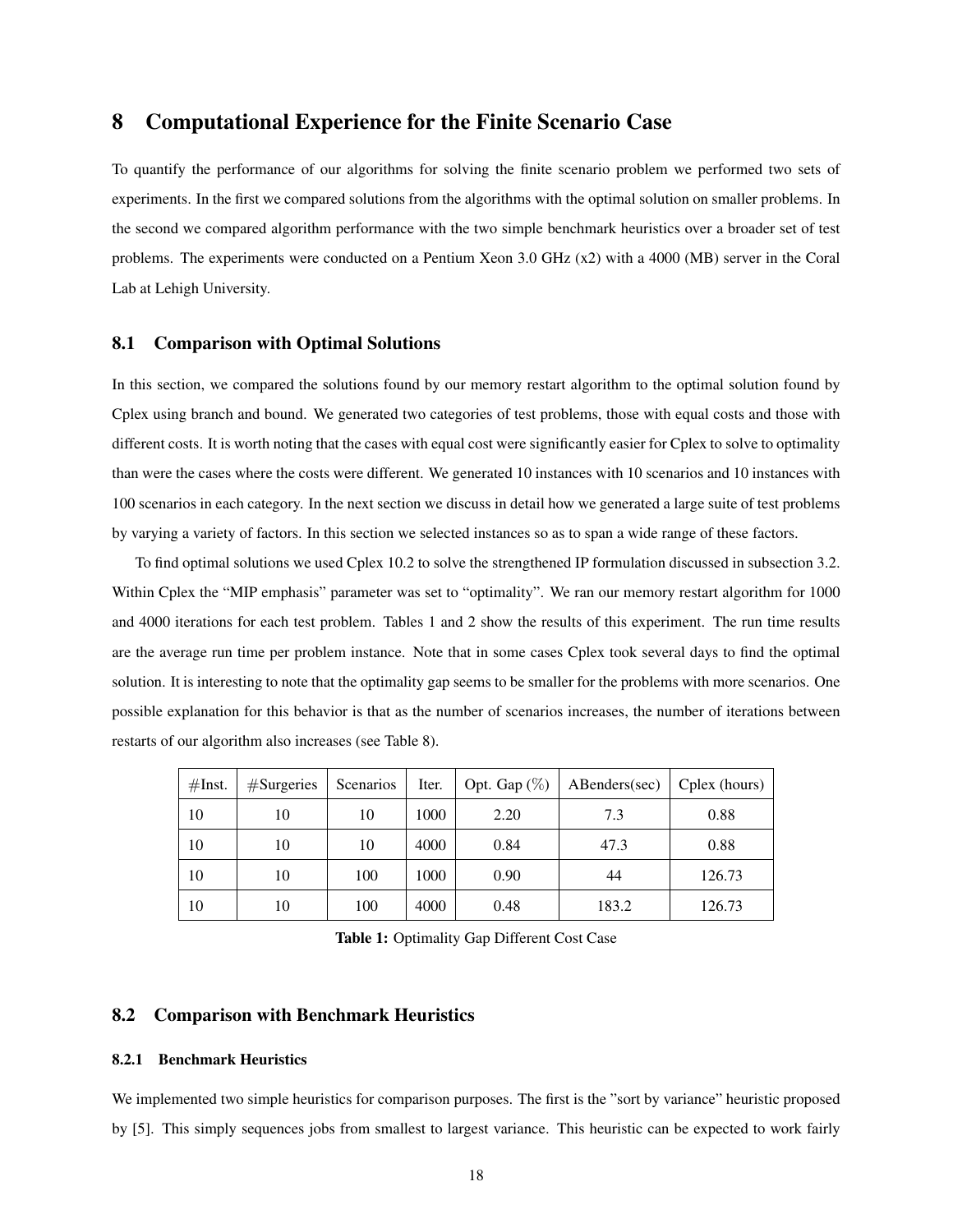# 8 Computational Experience for the Finite Scenario Case

To quantify the performance of our algorithms for solving the finite scenario problem we performed two sets of experiments. In the first we compared solutions from the algorithms with the optimal solution on smaller problems. In the second we compared algorithm performance with the two simple benchmark heuristics over a broader set of test problems. The experiments were conducted on a Pentium Xeon 3.0 GHz (x2) with a 4000 (MB) server in the Coral Lab at Lehigh University.

## 8.1 Comparison with Optimal Solutions

In this section, we compared the solutions found by our memory restart algorithm to the optimal solution found by Cplex using branch and bound. We generated two categories of test problems, those with equal costs and those with different costs. It is worth noting that the cases with equal cost were significantly easier for Cplex to solve to optimality than were the cases where the costs were different. We generated 10 instances with 10 scenarios and 10 instances with 100 scenarios in each category. In the next section we discuss in detail how we generated a large suite of test problems by varying a variety of factors. In this section we selected instances so as to span a wide range of these factors.

To find optimal solutions we used Cplex 10.2 to solve the strengthened IP formulation discussed in subsection 3.2. Within Cplex the "MIP emphasis" parameter was set to "optimality". We ran our memory restart algorithm for 1000 and 4000 iterations for each test problem. Tables 1 and 2 show the results of this experiment. The run time results are the average run time per problem instance. Note that in some cases Cplex took several days to find the optimal solution. It is interesting to note that the optimality gap seems to be smaller for the problems with more scenarios. One possible explanation for this behavior is that as the number of scenarios increases, the number of iterations between restarts of our algorithm also increases (see Table 8).

| #Inst. | #Surgeries | Scenarios | Iter. | Opt. Gap (%) | ABenders(sec) | Cplex (hours) |
|---|---|---|---|---|---|---|
| 10 | 10 | 10 | 1000 | 2.20 | 7.3 | 0.88 |
| 10 | 10 | 10 | 4000 | 0.84 | 47.3 | 0.88 |
| 10 | 10 | 100 | 1000 | 0.90 | 44 | 126.73 |
| 10 | 10 | 100 | 4000 | 0.48 | 183.2 | 126.73 |

**Table 1:** Optimality Gap Different Cost Case

## 8.2 Comparison with Benchmark Heuristics

### 8.2.1 Benchmark Heuristics

We implemented two simple heuristics for comparison purposes. The first is the "sort by variance" heuristic proposed by [5]. This simply sequences jobs from smallest to largest variance. This heuristic can be expected to work fairly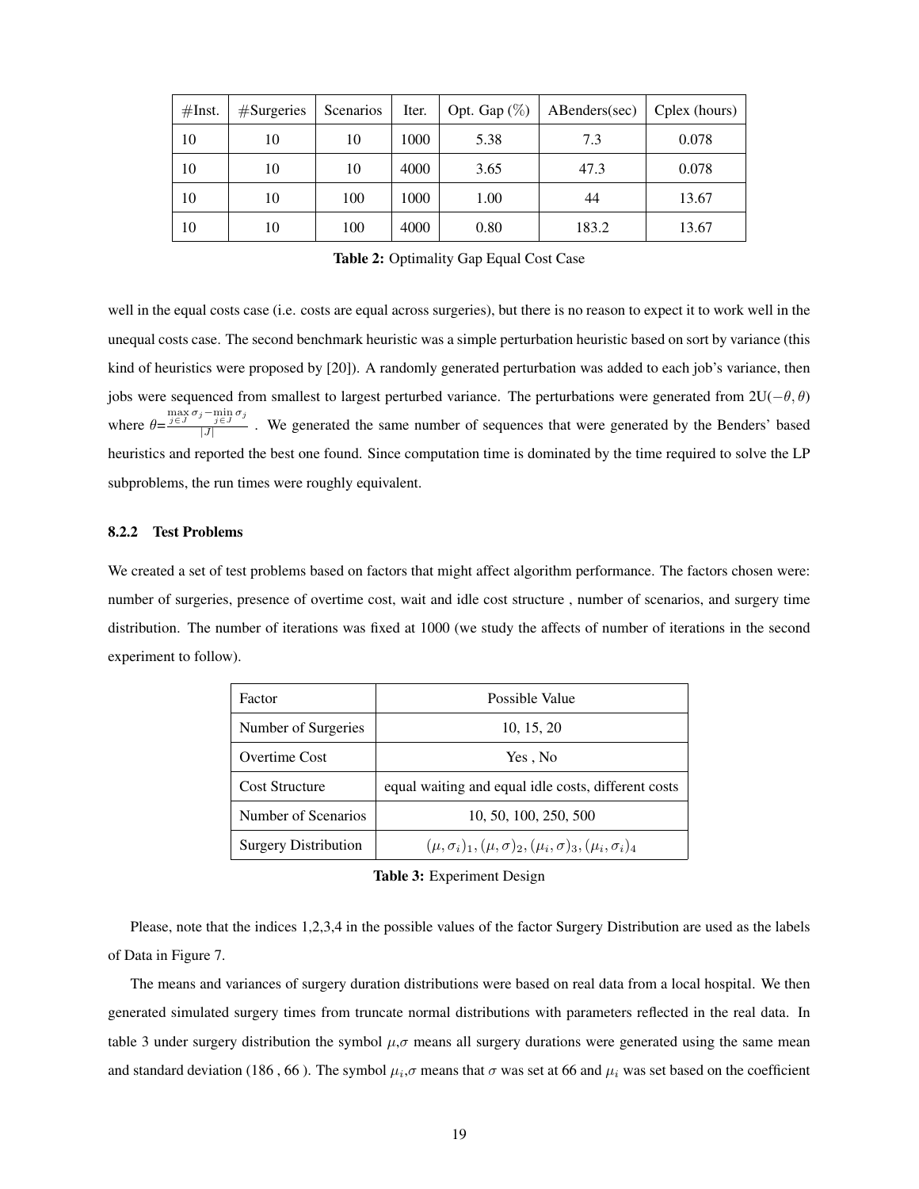| #Inst. | #Surgeries | Scenarios | Iter. | Opt. Gap (%) | ABenders(sec) | Cplex (hours) |
|---|---|---|---|---|---|---|
| 10 | 10 | 10 | 1000 | 5.38 | 7.3 | 0.078 |
| 10 | 10 | 10 | 4000 | 3.65 | 47.3 | 0.078 |
| 10 | 10 | 100 | 1000 | 1.00 | 44 | 13.67 |
| 10 | 10 | 100 | 4000 | 0.80 | 183.2 | 13.67 |

**Table 2:** Optimality Gap Equal Cost Case

well in the equal costs case (i.e. costs are equal across surgeries), but there is no reason to expect it to work well in the unequal costs case. The second benchmark heuristic was a simple perturbation heuristic based on sort by variance (this kind of heuristics were proposed by [20]). A randomly generated perturbation was added to each job's variance, then jobs were sequenced from smallest to largest perturbed variance. The perturbations were generated from $2\text{U}(-\theta, \theta)$ where $\theta = \frac{\max_{j \in J} \sigma_j - \min_{j \in J} \sigma_j}{|J|}$. We generated the same number of sequences that were generated by the Benders' based heuristics and reported the best one found. Since computation time is dominated by the time required to solve the LP subproblems, the run times were roughly equivalent.

### 8.2.2 Test Problems

We created a set of test problems based on factors that might affect algorithm performance. The factors chosen were: number of surgeries, presence of overtime cost, wait and idle cost structure , number of scenarios, and surgery time distribution. The number of iterations was fixed at 1000 (we study the affects of number of iterations in the second experiment to follow).

| Factor | Possible Value |
|---|---|
| Number of Surgeries | 10, 15, 20 |
| Overtime Cost | Yes , No |
| Cost Structure | equal waiting and equal idle costs, different costs |
| Number of Scenarios | 10, 50, 100, 250, 500 |
| Surgery Distribution | $(\mu, \sigma_i)_1, (\mu, \sigma)_2, (\mu_i, \sigma)_3, (\mu_i, \sigma_i)_4$ |

**Table 3:** Experiment Design

Please, note that the indices 1,2,3,4 in the possible values of the factor Surgery Distribution are used as the labels of Data in Figure 7.

The means and variances of surgery duration distributions were based on real data from a local hospital. We then generated simulated surgery times from truncate normal distributions with parameters reflected in the real data. In table 3 under surgery distribution the symbol $\mu$,$\sigma$ means all surgery durations were generated using the same mean and standard deviation (186 , 66 ). The symbol $\mu_i$,$\sigma$ means that $\sigma$ was set at 66 and $\mu_i$ was set based on the coefficient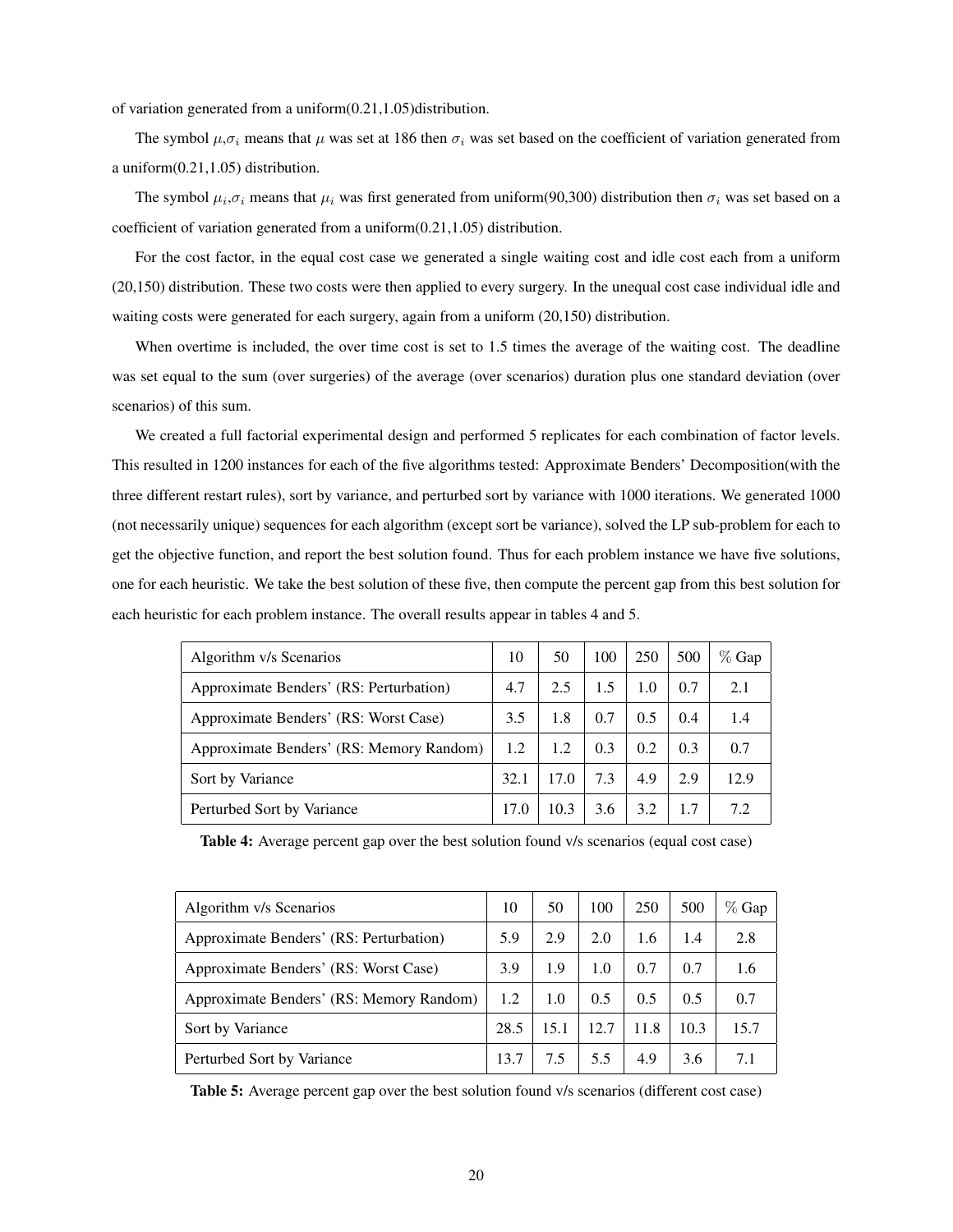of variation generated from a uniform(0.21,1.05)distribution.

The symbol $\mu$,$\sigma_i$ means that $\mu$ was set at 186 then $\sigma_i$ was set based on the coefficient of variation generated from a uniform(0.21,1.05) distribution.

The symbol $\mu_i$,$\sigma_i$ means that $\mu_i$ was first generated from uniform(90,300) distribution then $\sigma_i$ was set based on a coefficient of variation generated from a uniform(0.21,1.05) distribution.

For the cost factor, in the equal cost case we generated a single waiting cost and idle cost each from a uniform (20,150) distribution. These two costs were then applied to every surgery. In the unequal cost case individual idle and waiting costs were generated for each surgery, again from a uniform (20,150) distribution.

When overtime is included, the over time cost is set to 1.5 times the average of the waiting cost. The deadline was set equal to the sum (over surgeries) of the average (over scenarios) duration plus one standard deviation (over scenarios) of this sum.

We created a full factorial experimental design and performed 5 replicates for each combination of factor levels. This resulted in 1200 instances for each of the five algorithms tested: Approximate Benders' Decomposition(with the three different restart rules), sort by variance, and perturbed sort by variance with 1000 iterations. We generated 1000 (not necessarily unique) sequences for each algorithm (except sort be variance), solved the LP sub-problem for each to get the objective function, and report the best solution found. Thus for each problem instance we have five solutions, one for each heuristic. We take the best solution of these five, then compute the percent gap from this best solution for each heuristic for each problem instance. The overall results appear in tables 4 and 5.

| Algorithm v/s Scenarios | 10 | 50 | 100 | 250 | 500 | % Gap |
|---|---|---|---|---|---|---|
| Approximate Benders' (RS: Perturbation) | 4.7 | 2.5 | 1.5 | 1.0 | 0.7 | 2.1 |
| Approximate Benders' (RS: Worst Case) | 3.5 | 1.8 | 0.7 | 0.5 | 0.4 | 1.4 |
| Approximate Benders' (RS: Memory Random) | 1.2 | 1.2 | 0.3 | 0.2 | 0.3 | 0.7 |
| Sort by Variance | 32.1 | 17.0 | 7.3 | 4.9 | 2.9 | 12.9 |
| Perturbed Sort by Variance | 17.0 | 10.3 | 3.6 | 3.2 | 1.7 | 7.2 |

**Table 4:** Average percent gap over the best solution found v/s scenarios (equal cost case)

| Algorithm v/s Scenarios | 10 | 50 | 100 | 250 | 500 | % Gap |
|---|---|---|---|---|---|---|
| Approximate Benders' (RS: Perturbation) | 5.9 | 2.9 | 2.0 | 1.6 | 1.4 | 2.8 |
| Approximate Benders' (RS: Worst Case) | 3.9 | 1.9 | 1.0 | 0.7 | 0.7 | 1.6 |
| Approximate Benders' (RS: Memory Random) | 1.2 | 1.0 | 0.5 | 0.5 | 0.5 | 0.7 |
| Sort by Variance | 28.5 | 15.1 | 12.7 | 11.8 | 10.3 | 15.7 |
| Perturbed Sort by Variance | 13.7 | 7.5 | 5.5 | 4.9 | 3.6 | 7.1 |

**Table 5:** Average percent gap over the best solution found v/s scenarios (different cost case)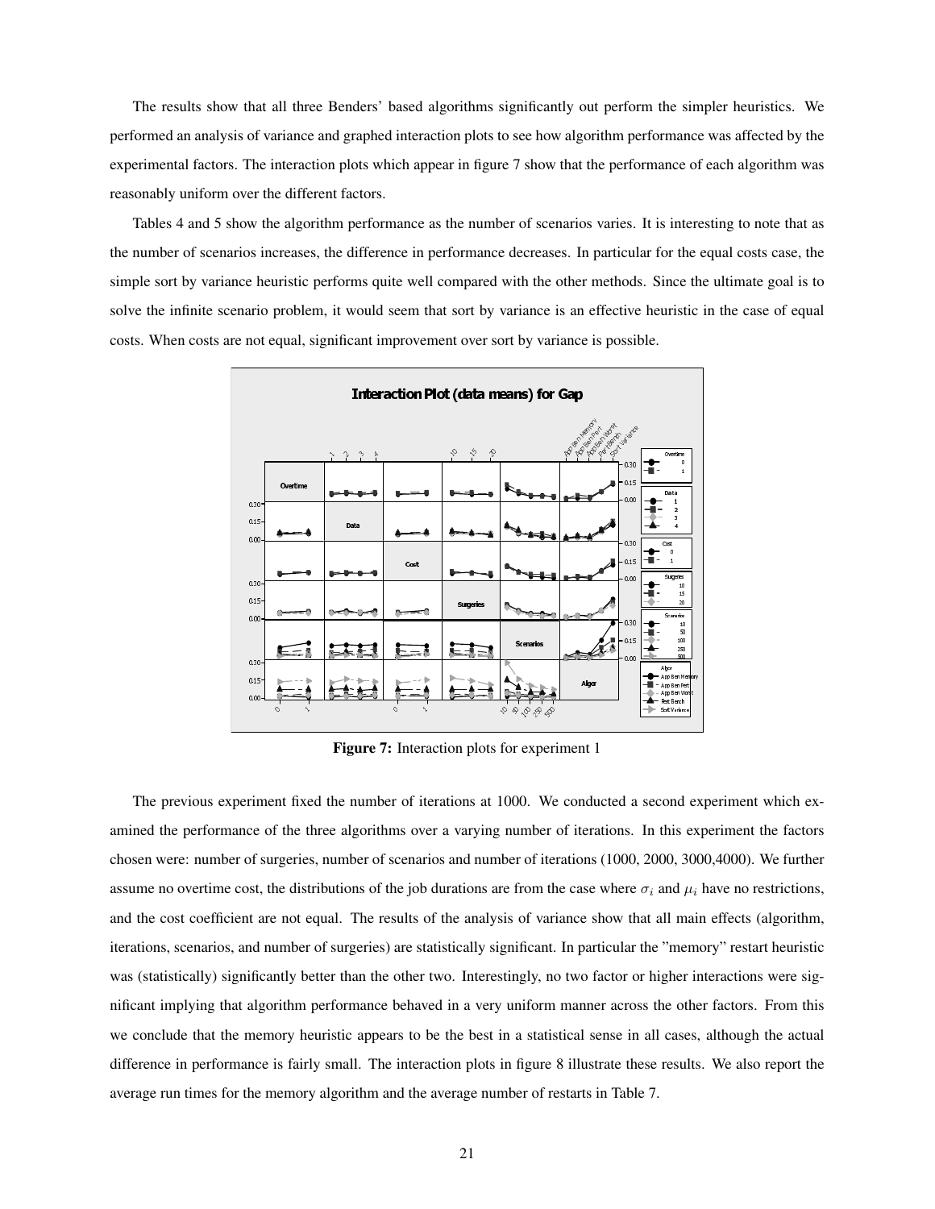The results show that all three Benders' based algorithms significantly out perform the simpler heuristics. We performed an analysis of variance and graphed interaction plots to see how algorithm performance was affected by the experimental factors. The interaction plots which appear in figure 7 show that the performance of each algorithm was reasonably uniform over the different factors.

Tables 4 and 5 show the algorithm performance as the number of scenarios varies. It is interesting to note that as the number of scenarios increases, the difference in performance decreases. In particular for the equal costs case, the simple sort by variance heuristic performs quite well compared with the other methods. Since the ultimate goal is to solve the infinite scenario problem, it would seem that sort by variance is an effective heuristic in the case of equal costs. When costs are not equal, significant improvement over sort by variance is possible.

**Figure 7:** Interaction plots for experiment 1

The previous experiment fixed the number of iterations at 1000. We conducted a second experiment which examined the performance of the three algorithms over a varying number of iterations. In this experiment the factors chosen were: number of surgeries, number of scenarios and number of iterations (1000, 2000, 3000,4000). We further assume no overtime cost, the distributions of the job durations are from the case where $\sigma_i$ and $\mu_i$ have no restrictions, and the cost coefficient are not equal. The results of the analysis of variance show that all main effects (algorithm, iterations, scenarios, and number of surgeries) are statistically significant. In particular the "memory" restart heuristic was (statistically) significantly better than the other two. Interestingly, no two factor or higher interactions were significant implying that algorithm performance behaved in a very uniform manner across the other factors. From this we conclude that the memory heuristic appears to be the best in a statistical sense in all cases, although the actual difference in performance is fairly small. The interaction plots in figure 8 illustrate these results. We also report the average run times for the memory algorithm and the average number of restarts in Table 7.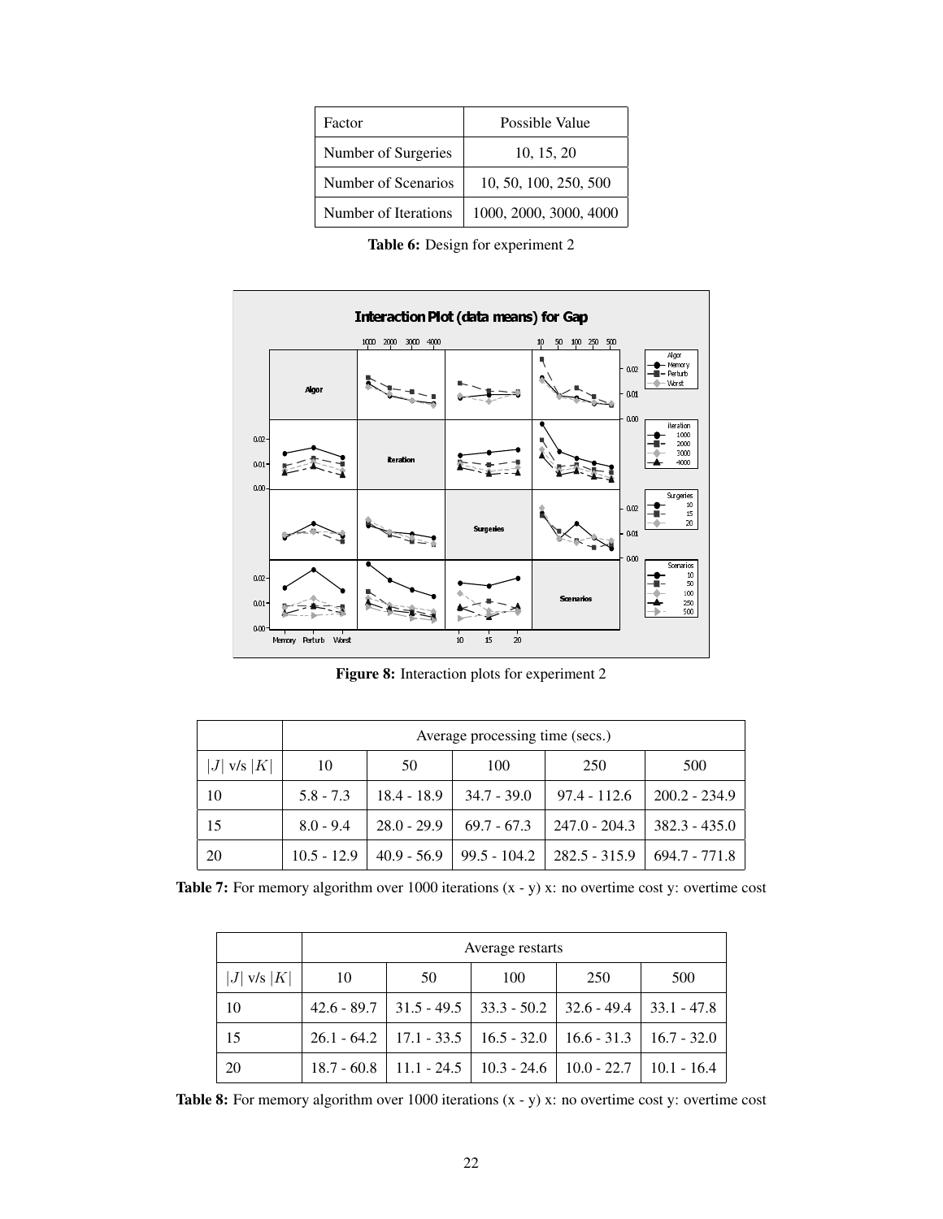| Factor | Possible Value |
| --- | --- |
| Number of Surgeries | 10, 15, 20 |
| Number of Scenarios | 10, 50, 100, 250, 500 |
| Number of Iterations | 1000, 2000, 3000, 4000 |

**Table 6:** Design for experiment 2

**Figure 8:** Interaction plots for experiment 2

| | Average processing time (secs.) | | | | |
| --- | --- | --- | --- | --- | --- |
| $\|J\|$ v/s $\|K\|$ | 10 | 50 | 100 | 250 | 500 |
| 10 | 5.8 - 7.3 | 18.4 - 18.9 | 34.7 - 39.0 | 97.4 - 112.6 | 200.2 - 234.9 |
| 15 | 8.0 - 9.4 | 28.0 - 29.9 | 69.7 - 67.3 | 247.0 - 204.3 | 382.3 - 435.0 |
| 20 | 10.5 - 12.9 | 40.9 - 56.9 | 99.5 - 104.2 | 282.5 - 315.9 | 694.7 - 771.8 |

**Table 7:** For memory algorithm over 1000 iterations (x - y) x: no overtime cost y: overtime cost

| | Average restarts | | | | |
| --- | --- | --- | --- | --- | --- |
| $\|J\|$ v/s $\|K\|$ | 10 | 50 | 100 | 250 | 500 |
| 10 | 42.6 - 89.7 | 31.5 - 49.5 | 33.3 - 50.2 | 32.6 - 49.4 | 33.1 - 47.8 |
| 15 | 26.1 - 64.2 | 17.1 - 33.5 | 16.5 - 32.0 | 16.6 - 31.3 | 16.7 - 32.0 |
| 20 | 18.7 - 60.8 | 11.1 - 24.5 | 10.3 - 24.6 | 10.0 - 22.7 | 10.1 - 16.4 |

**Table 8:** For memory algorithm over 1000 iterations (x - y) x: no overtime cost y: overtime cost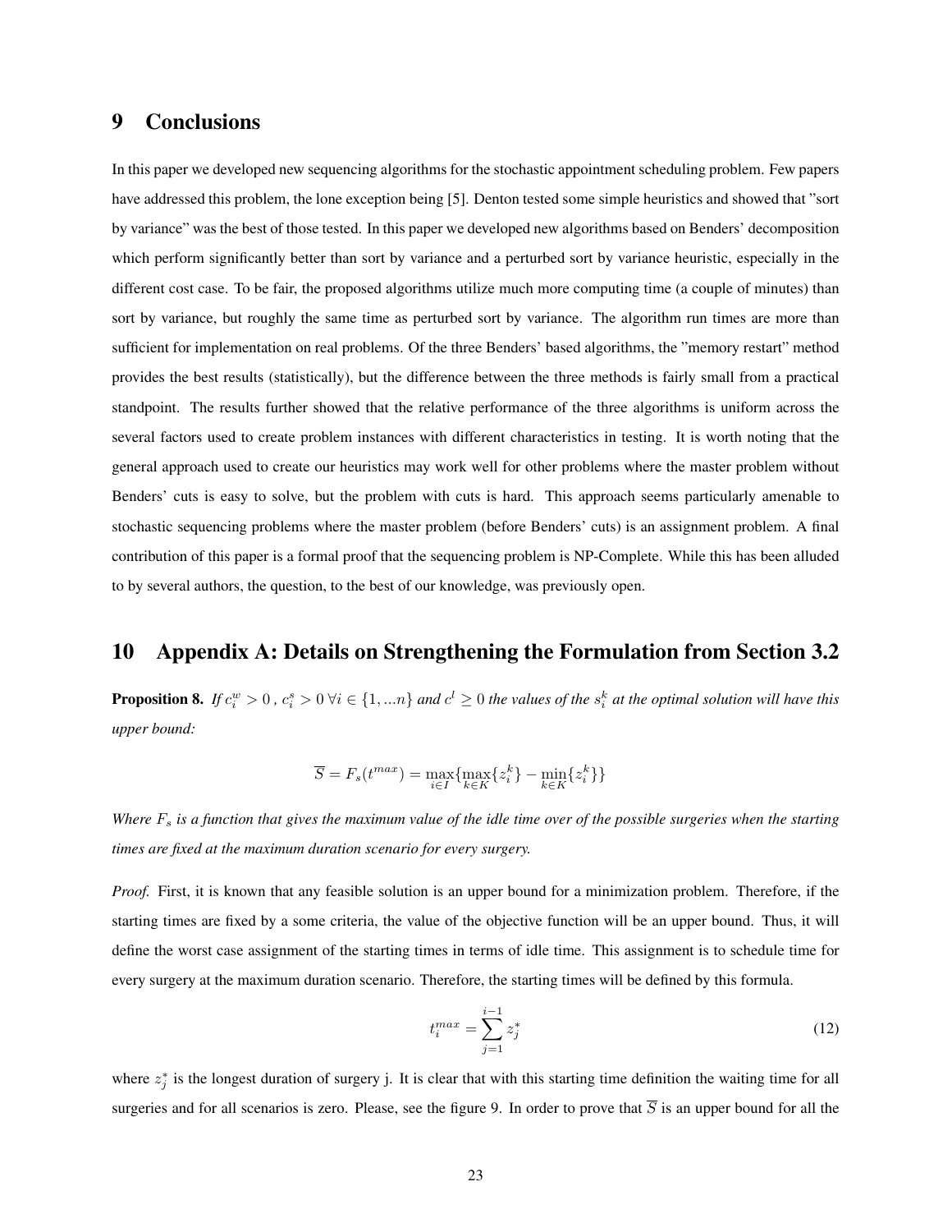## 9 Conclusions

In this paper we developed new sequencing algorithms for the stochastic appointment scheduling problem. Few papers have addressed this problem, the lone exception being [5]. Denton tested some simple heuristics and showed that "sort by variance" was the best of those tested. In this paper we developed new algorithms based on Benders' decomposition which perform significantly better than sort by variance and a perturbed sort by variance heuristic, especially in the different cost case. To be fair, the proposed algorithms utilize much more computing time (a couple of minutes) than sort by variance, but roughly the same time as perturbed sort by variance. The algorithm run times are more than sufficient for implementation on real problems. Of the three Benders' based algorithms, the "memory restart" method provides the best results (statistically), but the difference between the three methods is fairly small from a practical standpoint. The results further showed that the relative performance of the three algorithms is uniform across the several factors used to create problem instances with different characteristics in testing. It is worth noting that the general approach used to create our heuristics may work well for other problems where the master problem without Benders' cuts is easy to solve, but the problem with cuts is hard. This approach seems particularly amenable to stochastic sequencing problems where the master problem (before Benders' cuts) is an assignment problem. A final contribution of this paper is a formal proof that the sequencing problem is NP-Complete. While this has been alluded to by several authors, the question, to the best of our knowledge, was previously open.

## 10 Appendix A: Details on Strengthening the Formulation from Section 3.2

**Proposition 8.** *If $c_i^w > 0$ , $c_i^s > 0 \; \forall i \in \{1, ...n\}$ and $c^l \geq 0$ the values of the $s_i^k$ at the optimal solution will have this upper bound:*

$$\overline{S} = F_s(t^{max}) = \max_{i \in I}\{\max_{k \in K}\{z_i^k\} - \min_{k \in K}\{z_i^k\}\}$$

*Where $F_s$ is a function that gives the maximum value of the idle time over of the possible surgeries when the starting times are fixed at the maximum duration scenario for every surgery.*

*Proof.* First, it is known that any feasible solution is an upper bound for a minimization problem. Therefore, if the starting times are fixed by a some criteria, the value of the objective function will be an upper bound. Thus, it will define the worst case assignment of the starting times in terms of idle time. This assignment is to schedule time for every surgery at the maximum duration scenario. Therefore, the starting times will be defined by this formula.

$$t_i^{max} = \sum_{j=1}^{i-1} z_j^* \tag{12}$$

where $z_j^*$ is the longest duration of surgery j. It is clear that with this starting time definition the waiting time for all surgeries and for all scenarios is zero. Please, see the figure 9. In order to prove that $\overline{S}$ is an upper bound for all the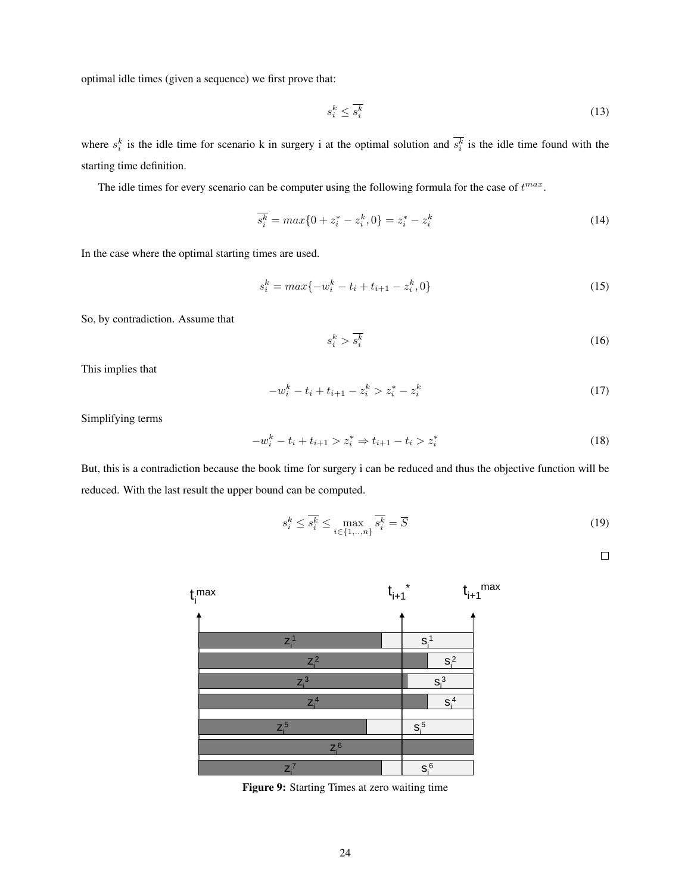optimal idle times (given a sequence) we first prove that:

$$s_i^k \leq \overline{s_i^k} \tag{13}$$

where $s_i^k$ is the idle time for scenario k in surgery i at the optimal solution and $\overline{s_i^k}$ is the idle time found with the starting time definition.

The idle times for every scenario can be computer using the following formula for the case of $t^{max}$.

$$\overline{s_i^k} = max\{0 + z_i^* - z_i^k, 0\} = z_i^* - z_i^k \tag{14}$$

In the case where the optimal starting times are used.

$$s_i^k = max\{-w_i^k - t_i + t_{i+1} - z_i^k, 0\} \tag{15}$$

So, by contradiction. Assume that

$$s_i^k > \overline{s_i^k} \tag{16}$$

This implies that

$$-w_i^k - t_i + t_{i+1} - z_i^k > z_i^* - z_i^k \tag{17}$$

Simplifying terms

$$-w_i^k - t_i + t_{i+1} > z_i^* \Rightarrow t_{i+1} - t_i > z_i^* \tag{18}$$

But, this is a contradiction because the book time for surgery i can be reduced and thus the objective function will be reduced. With the last result the upper bound can be computed.

$$s_i^k \leq \overline{s_i^k} \leq \max_{i \in \{1,..,n\}} \overline{s_i^k} = \overline{S} \tag{19}$$

□

**Figure 9:** Starting Times at zero waiting time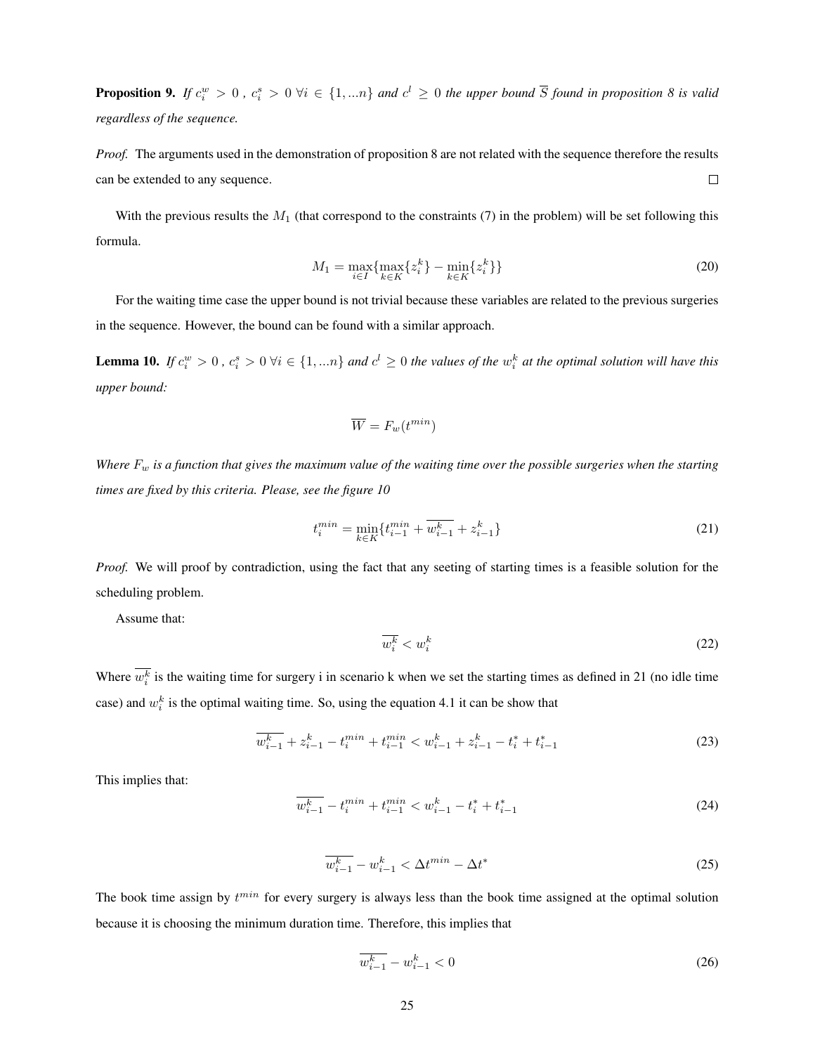**Proposition 9.** *If $c_i^w > 0$ , $c_i^s > 0$ $\forall i \in \{1, ...n\}$ and $c^l \geq 0$ the upper bound $\overline{S}$ found in proposition 8 is valid regardless of the sequence.*

*Proof.* The arguments used in the demonstration of proposition 8 are not related with the sequence therefore the results can be extended to any sequence. $\square$

With the previous results the $M_1$ (that correspond to the constraints (7) in the problem) will be set following this formula.

$$M_1 = \max_{i \in I}\{\max_{k \in K}\{z_i^k\} - \min_{k \in K}\{z_i^k\}\} \tag{20}$$

For the waiting time case the upper bound is not trivial because these variables are related to the previous surgeries in the sequence. However, the bound can be found with a similar approach.

**Lemma 10.** *If $c_i^w > 0$ , $c_i^s > 0$ $\forall i \in \{1, ...n\}$ and $c^l \geq 0$ the values of the $w_i^k$ at the optimal solution will have this upper bound:*

$$\overline{W} = F_w(t^{min})$$

*Where $F_w$ is a function that gives the maximum value of the waiting time over the possible surgeries when the starting times are fixed by this criteria. Please, see the figure 10*

$$t_i^{min} = \min_{k \in K}\{t_{i-1}^{min} + \overline{w_{i-1}^k} + z_{i-1}^k\} \tag{21}$$

*Proof.* We will proof by contradiction, using the fact that any seeting of starting times is a feasible solution for the scheduling problem.

Assume that:

$$\overline{w_i^k} < w_i^k \tag{22}$$

Where $\overline{w_i^k}$ is the waiting time for surgery i in scenario k when we set the starting times as defined in 21 (no idle time case) and $w_i^k$ is the optimal waiting time. So, using the equation 4.1 it can be show that

$$\overline{w_{i-1}^k} + z_{i-1}^k - t_i^{min} + t_{i-1}^{min} < w_{i-1}^k + z_{i-1}^k - t_i^* + t_{i-1}^* \tag{23}$$

This implies that:

$$\overline{w_{i-1}^k} - t_i^{min} + t_{i-1}^{min} < w_{i-1}^k - t_i^* + t_{i-1}^* \tag{24}$$

$$\overline{w_{i-1}^k} - w_{i-1}^k < \Delta t^{min} - \Delta t^* \tag{25}$$

The book time assign by $t^{min}$ for every surgery is always less than the book time assigned at the optimal solution because it is choosing the minimum duration time. Therefore, this implies that

$$\overline{w_{i-1}^k} - w_{i-1}^k < 0 \tag{26}$$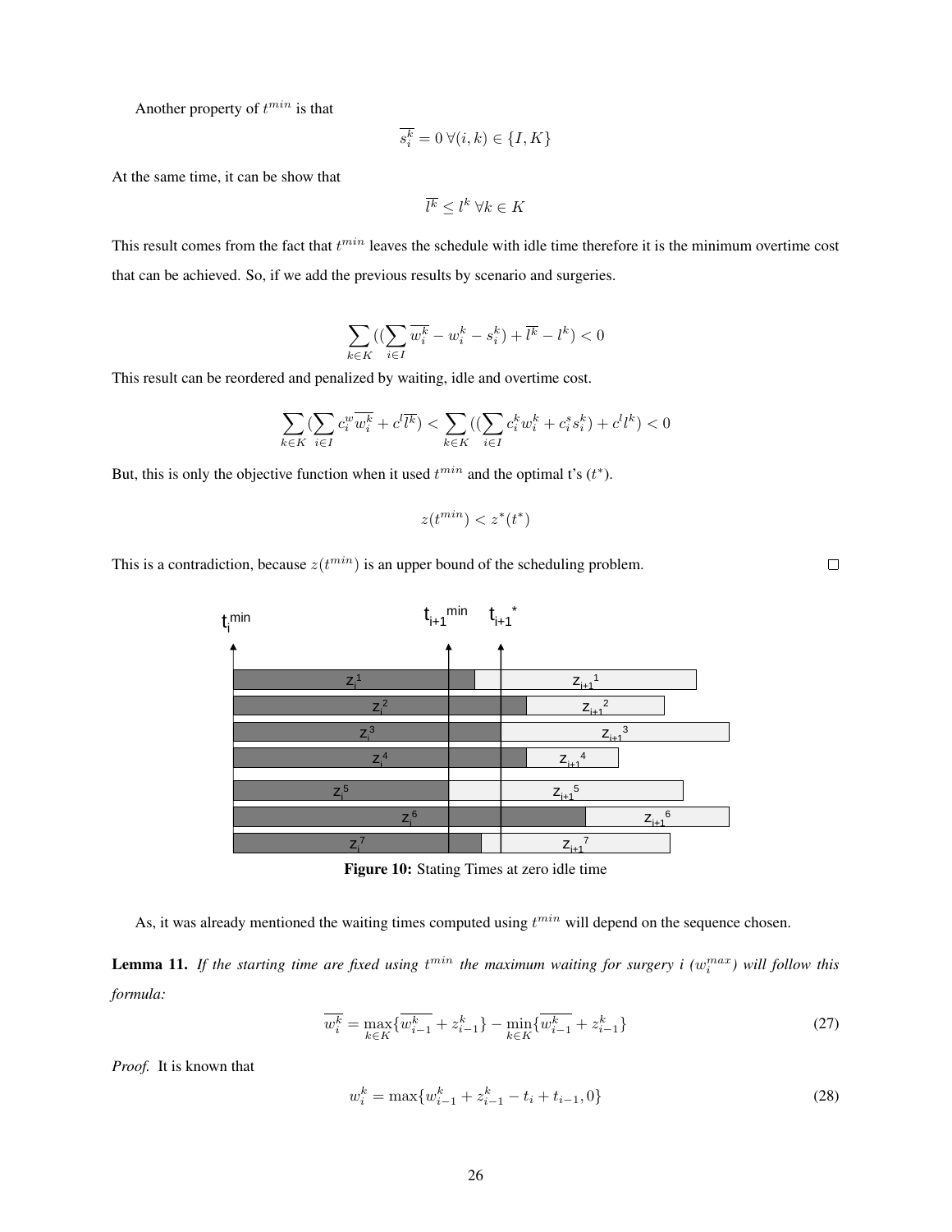Another property of $t^{min}$ is that

$$\overline{s_i^k} = 0 \; \forall (i,k) \in \{I, K\}$$

At the same time, it can be show that

$$\overline{l^k} \leq l^k \; \forall k \in K$$

This result comes from the fact that $t^{min}$ leaves the schedule with idle time therefore it is the minimum overtime cost that can be achieved. So, if we add the previous results by scenario and surgeries.

$$\sum_{k \in K} ((\sum_{i \in I} \overline{w_i^k} - w_i^k - s_i^k) + \overline{l^k} - l^k) < 0$$

This result can be reordered and penalized by waiting, idle and overtime cost.

$$\sum_{k \in K} (\sum_{i \in I} c_i^w \overline{w_i^k} + c^l \overline{l^k}) < \sum_{k \in K} ((\sum_{i \in I} c_i^k w_i^k + c_i^s s_i^k) + c^l l^k) < 0$$

But, this is only the objective function when it used $t^{min}$ and the optimal t's ($t^*$).

$$z(t^{min}) < z^*(t^*)$$

This is a contradiction, because $z(t^{min})$ is an upper bound of the scheduling problem. □

**Figure 10:** Stating Times at zero idle time

As, it was already mentioned the waiting times computed using $t^{min}$ will depend on the sequence chosen.

**Lemma 11.** *If the starting time are fixed using $t^{min}$ the maximum waiting for surgery i ($w_i^{max}$) will follow this formula:*

$$\overline{w_i^k} = \max_{k \in K}\{\overline{w_{i-1}^k} + z_{i-1}^k\} - \min_{k \in K}\{\overline{w_{i-1}^k} + z_{i-1}^k\} \tag{27}$$

*Proof.* It is known that

$$w_i^k = \max\{w_{i-1}^k + z_{i-1}^k - t_i + t_{i-1}, 0\} \tag{28}$$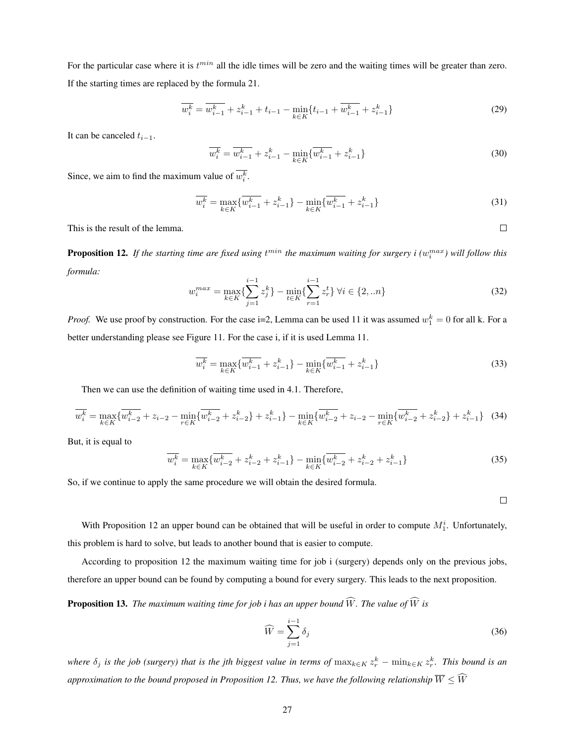For the particular case where it is $t^{min}$ all the idle times will be zero and the waiting times will be greater than zero. If the starting times are replaced by the formula 21.

$$\overline{w_i^k} = \overline{w_{i-1}^k} + z_{i-1}^k + t_{i-1} - \min_{k \in K}\{t_{i-1} + \overline{w_{i-1}^k} + z_{i-1}^k\} \tag{29}$$

It can be canceled $t_{i-1}$.

$$\overline{w_i^k} = \overline{w_{i-1}^k} + z_{i-1}^k - \min_{k \in K}\{\overline{w_{i-1}^k} + z_{i-1}^k\} \tag{30}$$

Since, we aim to find the maximum value of $\overline{w_i^k}$.

$$\overline{w_i^k} = \max_{k \in K}\{\overline{w_{i-1}^k} + z_{i-1}^k\} - \min_{k \in K}\{\overline{w_{i-1}^k} + z_{i-1}^k\} \tag{31}$$

This is the result of the lemma. □

**Proposition 12.** *If the starting time are fixed using $t^{min}$ the maximum waiting for surgery i ($w_i^{max}$) will follow this formula:*

$$w_i^{max} = \max_{k \in K}\{\sum_{j=1}^{i-1} z_j^k\} - \min_{t \in K}\{\sum_{r=1}^{i-1} z_r^t\} \; \forall i \in \{2, ..n\} \tag{32}$$

*Proof.* We use proof by construction. For the case i=2, Lemma can be used 11 it was assumed $w_1^k = 0$ for all k. For a better understanding please see Figure 11. For the case i, if it is used Lemma 11.

$$\overline{w_i^k} = \max_{k \in K}\{\overline{w_{i-1}^k} + z_{i-1}^k\} - \min_{k \in K}\{\overline{w_{i-1}^k} + z_{i-1}^k\} \tag{33}$$

Then we can use the definition of waiting time used in 4.1. Therefore,

$$\overline{w_i^k} = \max_{k \in K}\{\overline{w_{i-2}^k} + z_{i-2} - \min_{r \in K}\{\overline{w_{i-2}^k} + z_{i-2}^k\} + z_{i-1}^k\} - \min_{k \in K}\{\overline{w_{i-2}^k} + z_{i-2} - \min_{r \in K}\{\overline{w_{i-2}^k} + z_{i-2}^k\} + z_{i-1}^k\} \tag{34}$$

But, it is equal to

$$\overline{w_i^k} = \max_{k \in K}\{\overline{w_{i-2}^k} + z_{i-2}^k + z_{i-1}^k\} - \min_{k \in K}\{\overline{w_{i-2}^k} + z_{i-2}^k + z_{i-1}^k\} \tag{35}$$

So, if we continue to apply the same procedure we will obtain the desired formula.

□

With Proposition 12 an upper bound can be obtained that will be useful in order to compute $M_1^i$. Unfortunately, this problem is hard to solve, but leads to another bound that is easier to compute.

According to proposition 12 the maximum waiting time for job i (surgery) depends only on the previous jobs, therefore an upper bound can be found by computing a bound for every surgery. This leads to the next proposition.

**Proposition 13.** *The maximum waiting time for job i has an upper bound $\widehat{W}$. The value of $\widehat{W}$ is*

$$\widehat{W} = \sum_{j=1}^{i-1} \delta_j \tag{36}$$

*where $\delta_j$ is the job (surgery) that is the jth biggest value in terms of $\max_{k \in K} z_r^k - \min_{k \in K} z_r^k$. This bound is an approximation to the bound proposed in Proposition 12. Thus, we have the following relationship $\overline{W} \leq \widehat{W}$*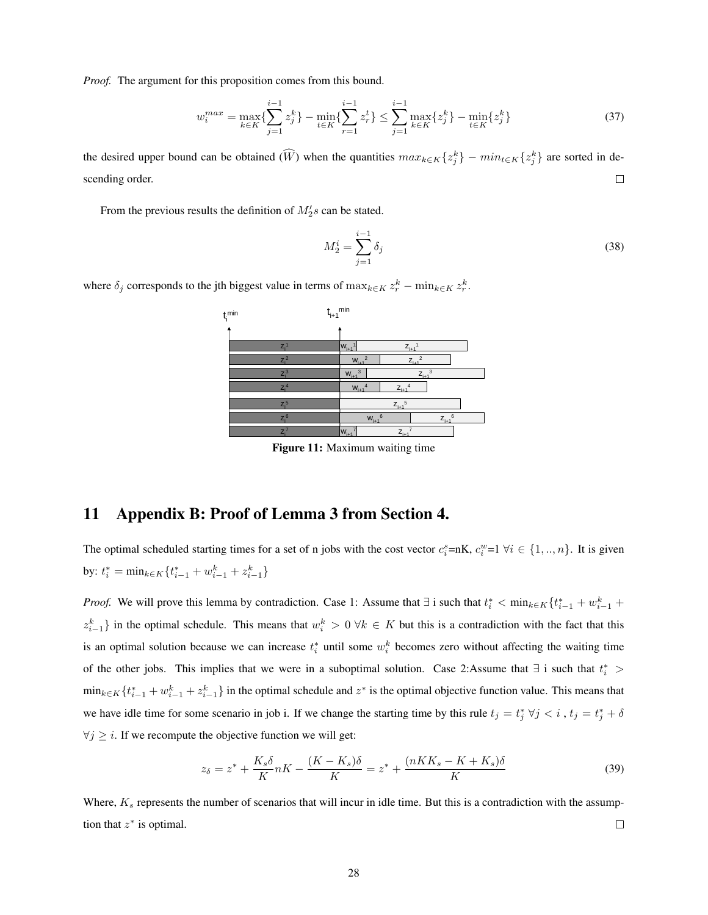*Proof.* The argument for this proposition comes from this bound.

$$w_i^{max} = \max_{k \in K}\{\sum_{j=1}^{i-1} z_j^k\} - \min_{t \in K}\{\sum_{r=1}^{i-1} z_r^t\} \leq \sum_{j=1}^{i-1} \max_{k \in K}\{z_j^k\} - \min_{t \in K}\{z_j^k\} \tag{37}$$

the desired upper bound can be obtained ($\widehat{W}$) when the quantities $max_{k \in K}\{z_j^k\} - min_{t \in K}\{z_j^k\}$ are sorted in descending order. □

From the previous results the definition of $M_2'$s can be stated.

$$M_2^i = \sum_{j=1}^{i-1} \delta_j \tag{38}$$

where $\delta_j$ corresponds to the jth biggest value in terms of $\max_{k \in K} z_r^k - \min_{k \in K} z_r^k$.

**Figure 11:** Maximum waiting time

# 11 Appendix B: Proof of Lemma 3 from Section 4.

The optimal scheduled starting times for a set of n jobs with the cost vector $c_i^s$=nK, $c_i^w$=1 $\forall i \in \{1, .., n\}$. It is given by: $t_i^* = \min_{k \in K}\{t_{i-1}^* + w_{i-1}^k + z_{i-1}^k\}$

*Proof.* We will prove this lemma by contradiction. Case 1: Assume that $\exists$ i such that $t_i^* < \min_{k \in K}\{t_{i-1}^* + w_{i-1}^k + z_{i-1}^k\}$ in the optimal schedule. This means that $w_i^k > 0 \ \forall k \in K$ but this is a contradiction with the fact that this is an optimal solution because we can increase $t_i^*$ until some $w_i^k$ becomes zero without affecting the waiting time of the other jobs. This implies that we were in a suboptimal solution. Case 2:Assume that $\exists$ i such that $t_i^* > \min_{k \in K}\{t_{i-1}^* + w_{i-1}^k + z_{i-1}^k\}$ in the optimal schedule and $z^*$ is the optimal objective function value. This means that we have idle time for some scenario in job i. If we change the starting time by this rule $t_j = t_j^* \ \forall j < i$ , $t_j = t_j^* + \delta$ $\forall j \geq i$. If we recompute the objective function we will get:

$$z_\delta = z^* + \frac{K_s \delta}{K} nK - \frac{(K - K_s)\delta}{K} = z^* + \frac{(nKK_s - K + K_s)\delta}{K} \tag{39}$$

Where, $K_s$ represents the number of scenarios that will incur in idle time. But this is a contradiction with the assumption that $z^*$ is optimal. □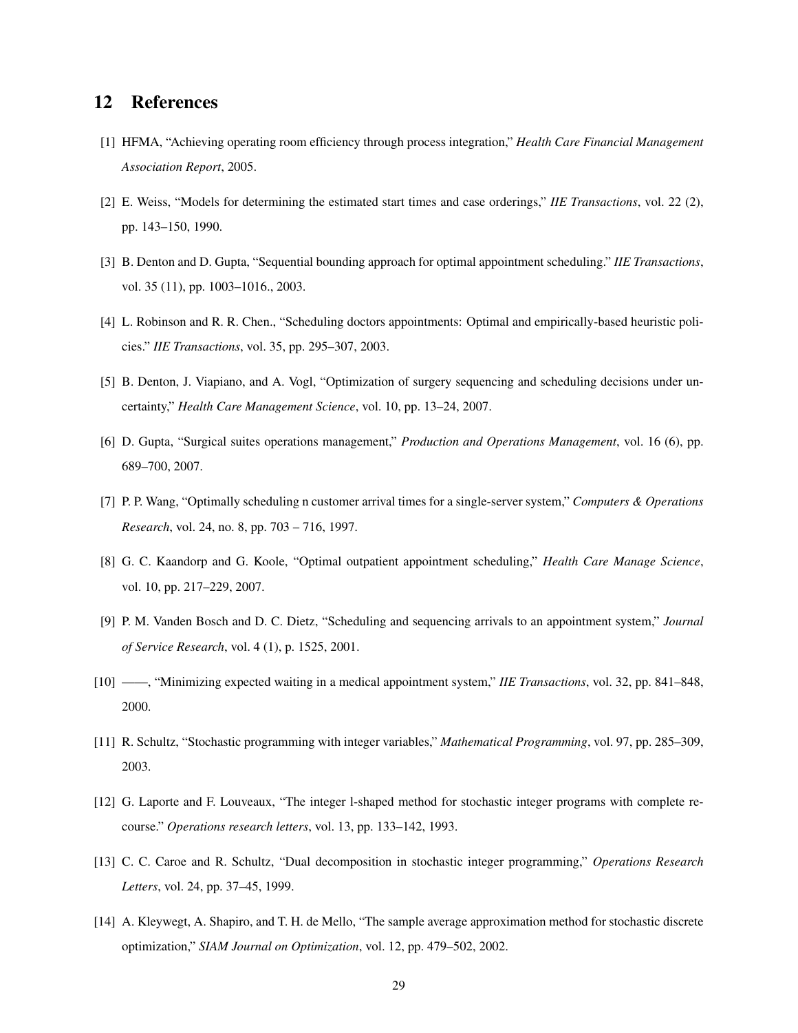## 12 References

[1] HFMA, "Achieving operating room efficiency through process integration," *Health Care Financial Management Association Report*, 2005.

[2] E. Weiss, "Models for determining the estimated start times and case orderings," *IIE Transactions*, vol. 22 (2), pp. 143–150, 1990.

[3] B. Denton and D. Gupta, "Sequential bounding approach for optimal appointment scheduling." *IIE Transactions*, vol. 35 (11), pp. 1003–1016., 2003.

[4] L. Robinson and R. R. Chen., "Scheduling doctors appointments: Optimal and empirically-based heuristic policies." *IIE Transactions*, vol. 35, pp. 295–307, 2003.

[5] B. Denton, J. Viapiano, and A. Vogl, "Optimization of surgery sequencing and scheduling decisions under uncertainty," *Health Care Management Science*, vol. 10, pp. 13–24, 2007.

[6] D. Gupta, "Surgical suites operations management," *Production and Operations Management*, vol. 16 (6), pp. 689–700, 2007.

[7] P. P. Wang, "Optimally scheduling n customer arrival times for a single-server system," *Computers & Operations Research*, vol. 24, no. 8, pp. 703 – 716, 1997.

[8] G. C. Kaandorp and G. Koole, "Optimal outpatient appointment scheduling," *Health Care Manage Science*, vol. 10, pp. 217–229, 2007.

[9] P. M. Vanden Bosch and D. C. Dietz, "Scheduling and sequencing arrivals to an appointment system," *Journal of Service Research*, vol. 4 (1), p. 1525, 2001.

[10] ——, "Minimizing expected waiting in a medical appointment system," *IIE Transactions*, vol. 32, pp. 841–848, 2000.

[11] R. Schultz, "Stochastic programming with integer variables," *Mathematical Programming*, vol. 97, pp. 285–309, 2003.

[12] G. Laporte and F. Louveaux, "The integer l-shaped method for stochastic integer programs with complete recourse." *Operations research letters*, vol. 13, pp. 133–142, 1993.

[13] C. C. Caroe and R. Schultz, "Dual decomposition in stochastic integer programming," *Operations Research Letters*, vol. 24, pp. 37–45, 1999.

[14] A. Kleywegt, A. Shapiro, and T. H. de Mello, "The sample average approximation method for stochastic discrete optimization," *SIAM Journal on Optimization*, vol. 12, pp. 479–502, 2002.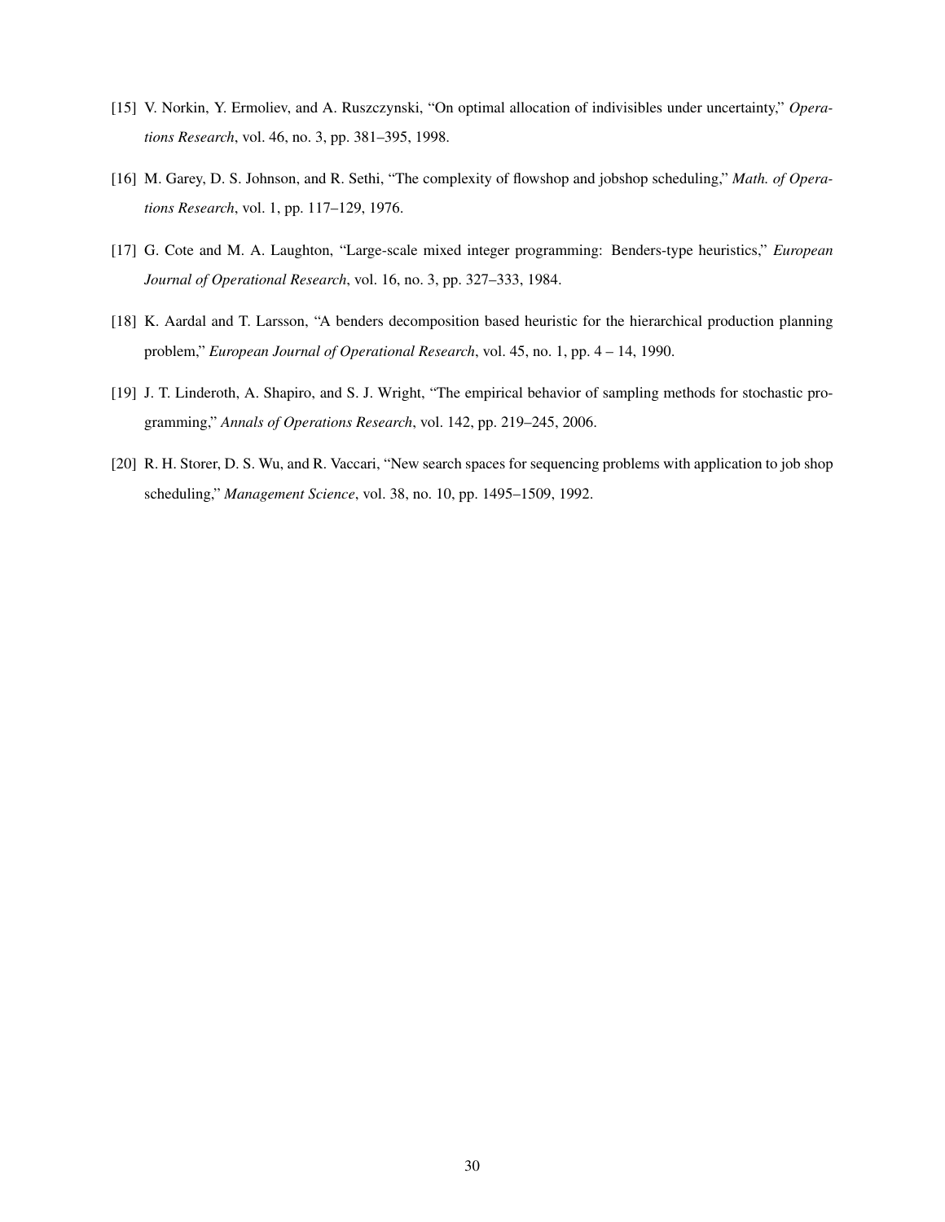[15] V. Norkin, Y. Ermoliev, and A. Ruszczynski, “On optimal allocation of indivisibles under uncertainty,” *Operations Research*, vol. 46, no. 3, pp. 381–395, 1998.

[16] M. Garey, D. S. Johnson, and R. Sethi, “The complexity of flowshop and jobshop scheduling,” *Math. of Operations Research*, vol. 1, pp. 117–129, 1976.

[17] G. Cote and M. A. Laughton, “Large-scale mixed integer programming: Benders-type heuristics,” *European Journal of Operational Research*, vol. 16, no. 3, pp. 327–333, 1984.

[18] K. Aardal and T. Larsson, “A benders decomposition based heuristic for the hierarchical production planning problem,” *European Journal of Operational Research*, vol. 45, no. 1, pp. 4 – 14, 1990.

[19] J. T. Linderoth, A. Shapiro, and S. J. Wright, “The empirical behavior of sampling methods for stochastic programming,” *Annals of Operations Research*, vol. 142, pp. 219–245, 2006.

[20] R. H. Storer, D. S. Wu, and R. Vaccari, “New search spaces for sequencing problems with application to job shop scheduling,” *Management Science*, vol. 38, no. 10, pp. 1495–1509, 1992.